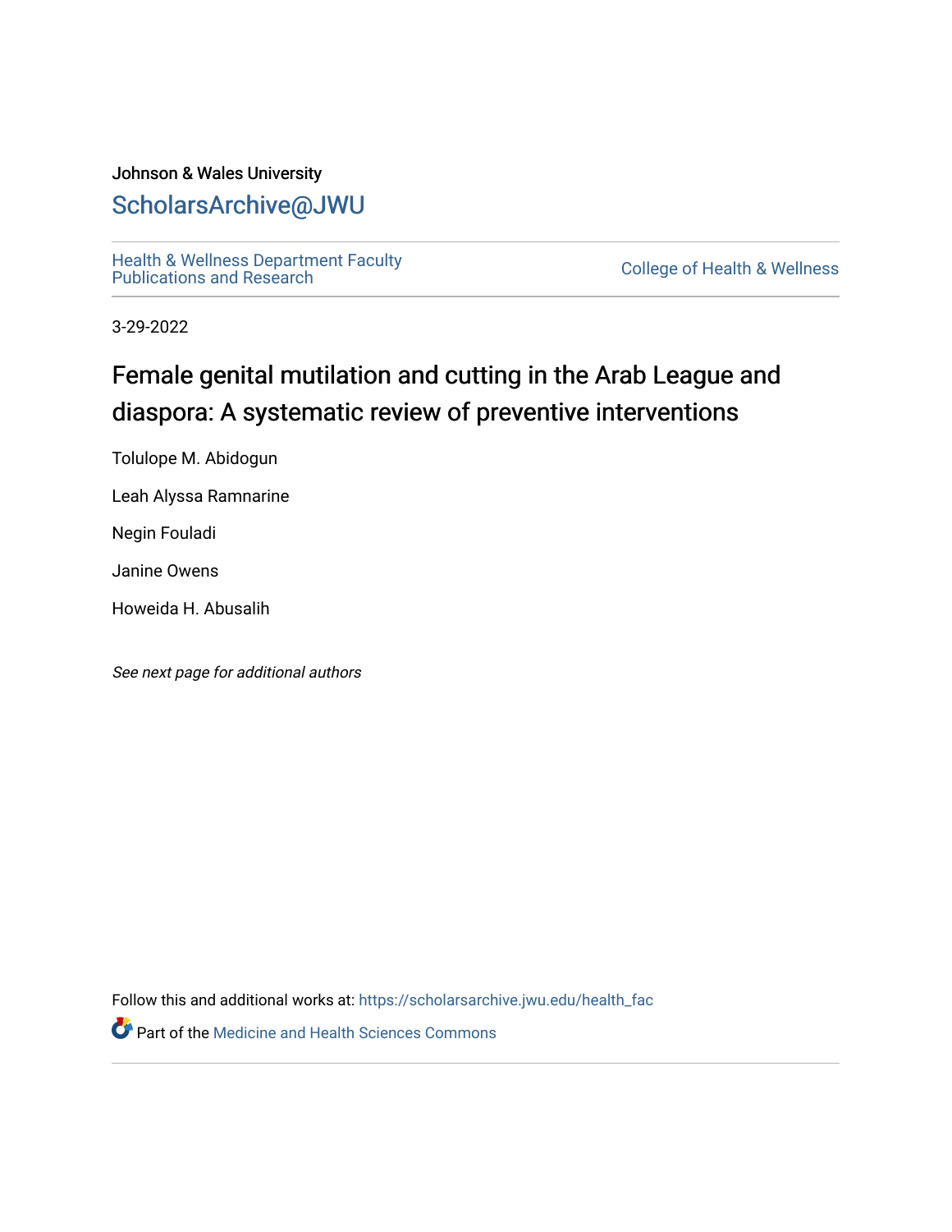Johnson & Wales University

# ScholarsArchive@JWU

Health & Wellness Department Faculty Publications and Research

College of Health & Wellness

3-29-2022

# Female genital mutilation and cutting in the Arab League and diaspora: A systematic review of preventive interventions

Tolulope M. Abidogun

Leah Alyssa Ramnarine

Negin Fouladi

Janine Owens

Howeida H. Abusalih

*See next page for additional authors*

Follow this and additional works at: https://scholarsarchive.jwu.edu/health_fac

Part of the Medicine and Health Sciences Commons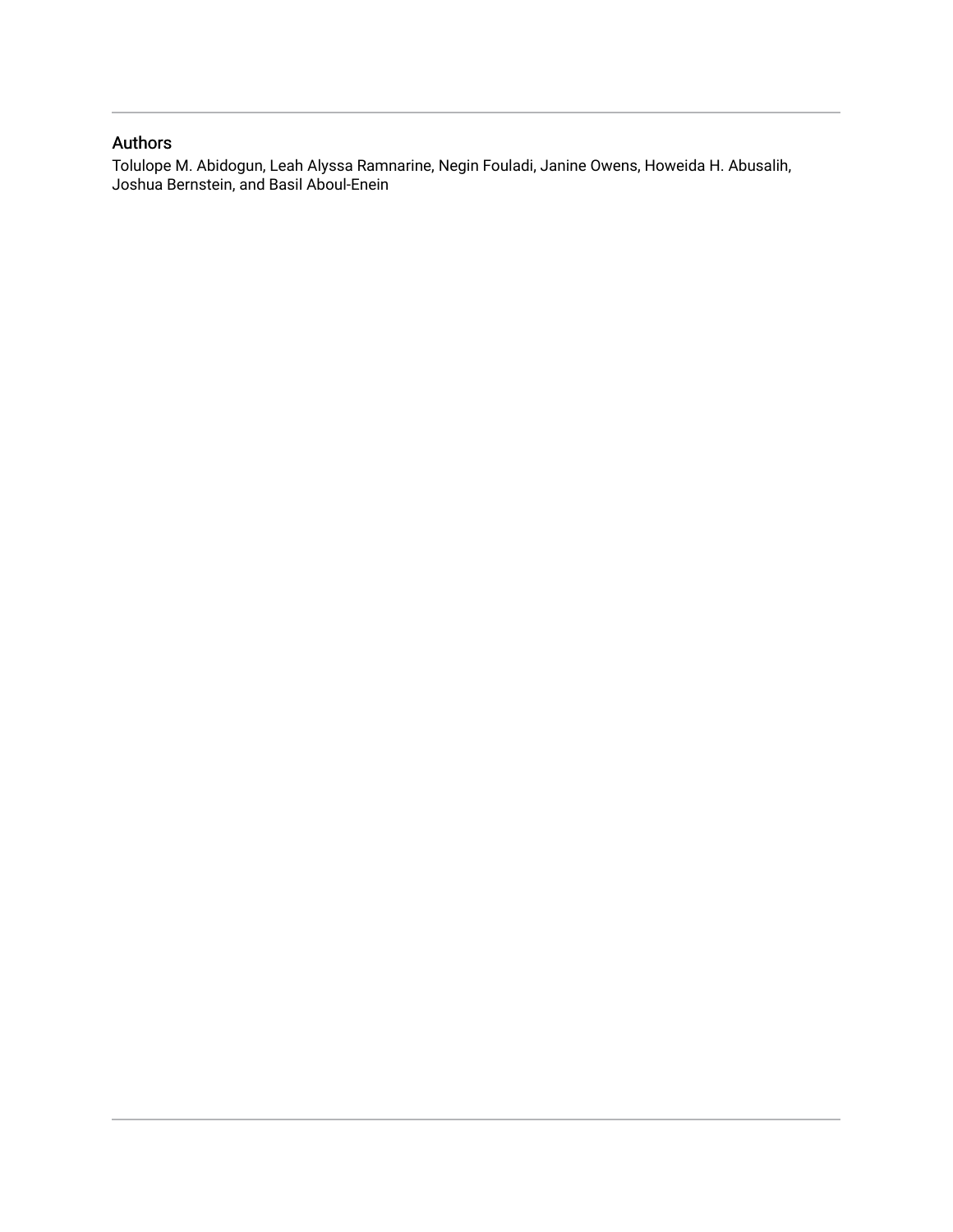## Authors

Tolulope M. Abidogun, Leah Alyssa Ramnarine, Negin Fouladi, Janine Owens, Howeida H. Abusalih, Joshua Bernstein, and Basil Aboul-Enein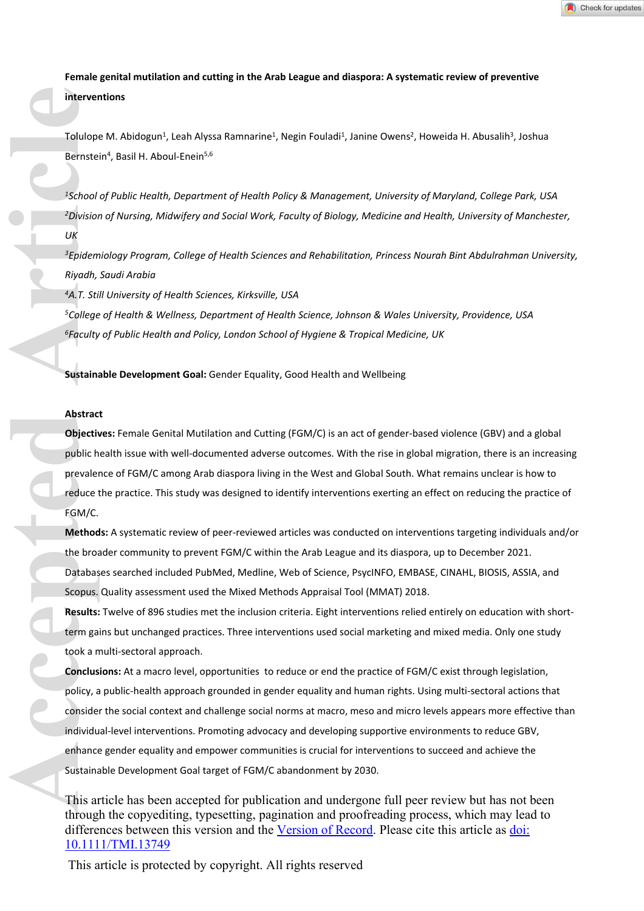**Female genital mutilation and cutting in the Arab League and diaspora: A systematic review of preventive interventions**

Tolulope M. Abidogun[1], Leah Alyssa Ramnarine[1], Negin Fouladi[1], Janine Owens[2], Howeida H. Abusalih[3], Joshua Bernstein[4], Basil H. Aboul-Enein[5,6]

[1]*School of Public Health, Department of Health Policy & Management, University of Maryland, College Park, USA*

[2]*Division of Nursing, Midwifery and Social Work, Faculty of Biology, Medicine and Health, University of Manchester, UK*

[3]*Epidemiology Program, College of Health Sciences and Rehabilitation, Princess Nourah Bint Abdulrahman University, Riyadh, Saudi Arabia*

[4]*A.T. Still University of Health Sciences, Kirksville, USA*

[5]*College of Health & Wellness, Department of Health Science, Johnson & Wales University, Providence, USA*

[6]*Faculty of Public Health and Policy, London School of Hygiene & Tropical Medicine, UK*

**Sustainable Development Goal:** Gender Equality, Good Health and Wellbeing

**Abstract**

**Objectives:** Female Genital Mutilation and Cutting (FGM/C) is an act of gender-based violence (GBV) and a global public health issue with well-documented adverse outcomes. With the rise in global migration, there is an increasing prevalence of FGM/C among Arab diaspora living in the West and Global South. What remains unclear is how to reduce the practice. This study was designed to identify interventions exerting an effect on reducing the practice of FGM/C.

**Methods:** A systematic review of peer-reviewed articles was conducted on interventions targeting individuals and/or the broader community to prevent FGM/C within the Arab League and its diaspora, up to December 2021. Databases searched included PubMed, Medline, Web of Science, PsycINFO, EMBASE, CINAHL, BIOSIS, ASSIA, and Scopus. Quality assessment used the Mixed Methods Appraisal Tool (MMAT) 2018.

**Results:** Twelve of 896 studies met the inclusion criteria. Eight interventions relied entirely on education with short-term gains but unchanged practices. Three interventions used social marketing and mixed media. Only one study took a multi-sectoral approach.

**Conclusions:** At a macro level, opportunities to reduce or end the practice of FGM/C exist through legislation, policy, a public-health approach grounded in gender equality and human rights. Using multi-sectoral actions that consider the social context and challenge social norms at macro, meso and micro levels appears more effective than individual-level interventions. Promoting advocacy and developing supportive environments to reduce GBV, enhance gender equality and empower communities is crucial for interventions to succeed and achieve the Sustainable Development Goal target of FGM/C abandonment by 2030.

This article has been accepted for publication and undergone full peer review but has not been through the copyediting, typesetting, pagination and proofreading process, which may lead to differences between this version and the Version of Record. Please cite this article as doi: 10.1111/TMI.13749

This article is protected by copyright. All rights reserved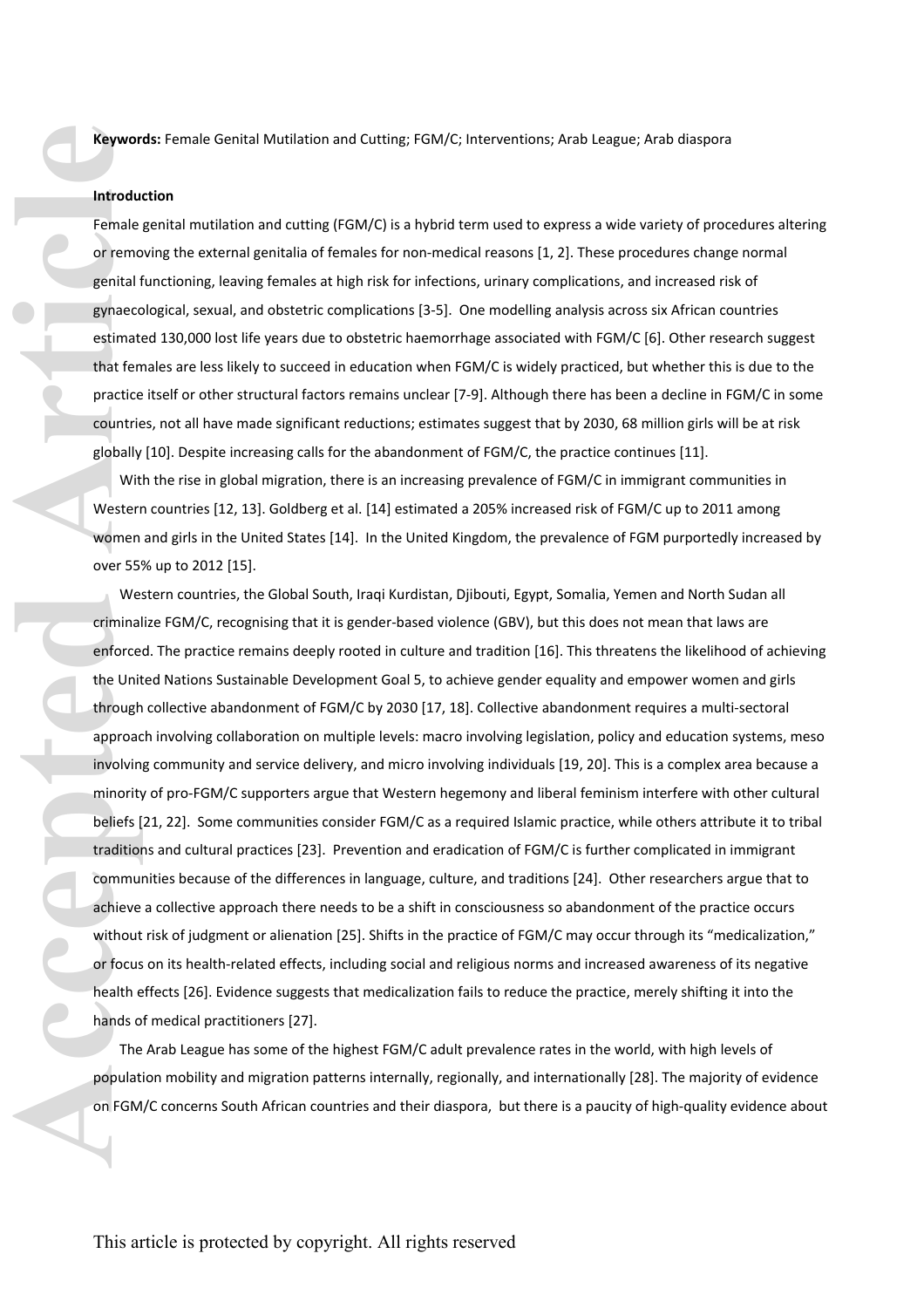**Keywords:** Female Genital Mutilation and Cutting; FGM/C; Interventions; Arab League; Arab diaspora

**Introduction**

Female genital mutilation and cutting (FGM/C) is a hybrid term used to express a wide variety of procedures altering or removing the external genitalia of females for non-medical reasons [1, 2]. These procedures change normal genital functioning, leaving females at high risk for infections, urinary complications, and increased risk of gynaecological, sexual, and obstetric complications [3-5]. One modelling analysis across six African countries estimated 130,000 lost life years due to obstetric haemorrhage associated with FGM/C [6]. Other research suggest that females are less likely to succeed in education when FGM/C is widely practiced, but whether this is due to the practice itself or other structural factors remains unclear [7-9]. Although there has been a decline in FGM/C in some countries, not all have made significant reductions; estimates suggest that by 2030, 68 million girls will be at risk globally [10]. Despite increasing calls for the abandonment of FGM/C, the practice continues [11].

With the rise in global migration, there is an increasing prevalence of FGM/C in immigrant communities in Western countries [12, 13]. Goldberg et al. [14] estimated a 205% increased risk of FGM/C up to 2011 among women and girls in the United States [14]. In the United Kingdom, the prevalence of FGM purportedly increased by over 55% up to 2012 [15].

Western countries, the Global South, Iraqi Kurdistan, Djibouti, Egypt, Somalia, Yemen and North Sudan all criminalize FGM/C, recognising that it is gender-based violence (GBV), but this does not mean that laws are enforced. The practice remains deeply rooted in culture and tradition [16]. This threatens the likelihood of achieving the United Nations Sustainable Development Goal 5, to achieve gender equality and empower women and girls through collective abandonment of FGM/C by 2030 [17, 18]. Collective abandonment requires a multi-sectoral approach involving collaboration on multiple levels: macro involving legislation, policy and education systems, meso involving community and service delivery, and micro involving individuals [19, 20]. This is a complex area because a minority of pro-FGM/C supporters argue that Western hegemony and liberal feminism interfere with other cultural beliefs [21, 22]. Some communities consider FGM/C as a required Islamic practice, while others attribute it to tribal traditions and cultural practices [23]. Prevention and eradication of FGM/C is further complicated in immigrant communities because of the differences in language, culture, and traditions [24]. Other researchers argue that to achieve a collective approach there needs to be a shift in consciousness so abandonment of the practice occurs without risk of judgment or alienation [25]. Shifts in the practice of FGM/C may occur through its "medicalization," or focus on its health-related effects, including social and religious norms and increased awareness of its negative health effects [26]. Evidence suggests that medicalization fails to reduce the practice, merely shifting it into the hands of medical practitioners [27].

The Arab League has some of the highest FGM/C adult prevalence rates in the world, with high levels of population mobility and migration patterns internally, regionally, and internationally [28]. The majority of evidence on FGM/C concerns South African countries and their diaspora, but there is a paucity of high-quality evidence about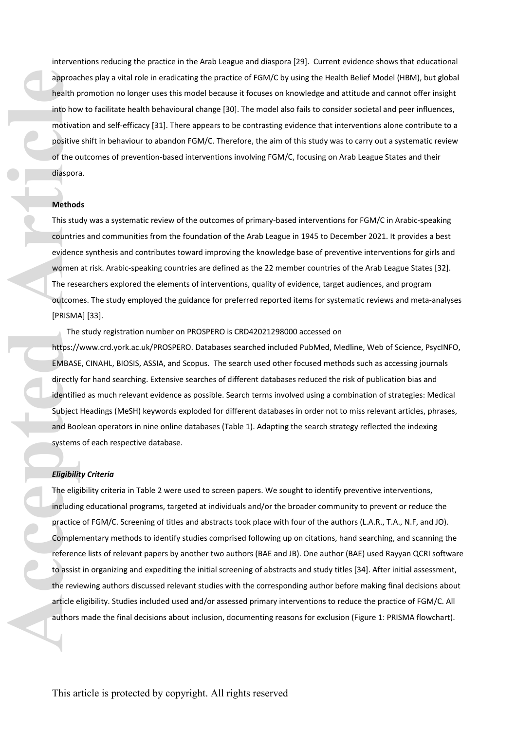interventions reducing the practice in the Arab League and diaspora [29]. Current evidence shows that educational approaches play a vital role in eradicating the practice of FGM/C by using the Health Belief Model (HBM), but global health promotion no longer uses this model because it focuses on knowledge and attitude and cannot offer insight into how to facilitate health behavioural change [30]. The model also fails to consider societal and peer influences, motivation and self-efficacy [31]. There appears to be contrasting evidence that interventions alone contribute to a positive shift in behaviour to abandon FGM/C. Therefore, the aim of this study was to carry out a systematic review of the outcomes of prevention-based interventions involving FGM/C, focusing on Arab League States and their diaspora.

## Methods

This study was a systematic review of the outcomes of primary-based interventions for FGM/C in Arabic-speaking countries and communities from the foundation of the Arab League in 1945 to December 2021. It provides a best evidence synthesis and contributes toward improving the knowledge base of preventive interventions for girls and women at risk. Arabic-speaking countries are defined as the 22 member countries of the Arab League States [32]. The researchers explored the elements of interventions, quality of evidence, target audiences, and program outcomes. The study employed the guidance for preferred reported items for systematic reviews and meta-analyses [PRISMA] [33].

The study registration number on PROSPERO is CRD42021298000 accessed on https://www.crd.york.ac.uk/PROSPERO. Databases searched included PubMed, Medline, Web of Science, PsycINFO, EMBASE, CINAHL, BIOSIS, ASSIA, and Scopus. The search used other focused methods such as accessing journals directly for hand searching. Extensive searches of different databases reduced the risk of publication bias and identified as much relevant evidence as possible. Search terms involved using a combination of strategies: Medical Subject Headings (MeSH) keywords exploded for different databases in order not to miss relevant articles, phrases, and Boolean operators in nine online databases (Table 1). Adapting the search strategy reflected the indexing systems of each respective database.

### *Eligibility Criteria*

The eligibility criteria in Table 2 were used to screen papers. We sought to identify preventive interventions, including educational programs, targeted at individuals and/or the broader community to prevent or reduce the practice of FGM/C. Screening of titles and abstracts took place with four of the authors (L.A.R., T.A., N.F, and JO). Complementary methods to identify studies comprised following up on citations, hand searching, and scanning the reference lists of relevant papers by another two authors (BAE and JB). One author (BAE) used Rayyan QCRI software to assist in organizing and expediting the initial screening of abstracts and study titles [34]. After initial assessment, the reviewing authors discussed relevant studies with the corresponding author before making final decisions about article eligibility. Studies included used and/or assessed primary interventions to reduce the practice of FGM/C. All authors made the final decisions about inclusion, documenting reasons for exclusion (Figure 1: PRISMA flowchart).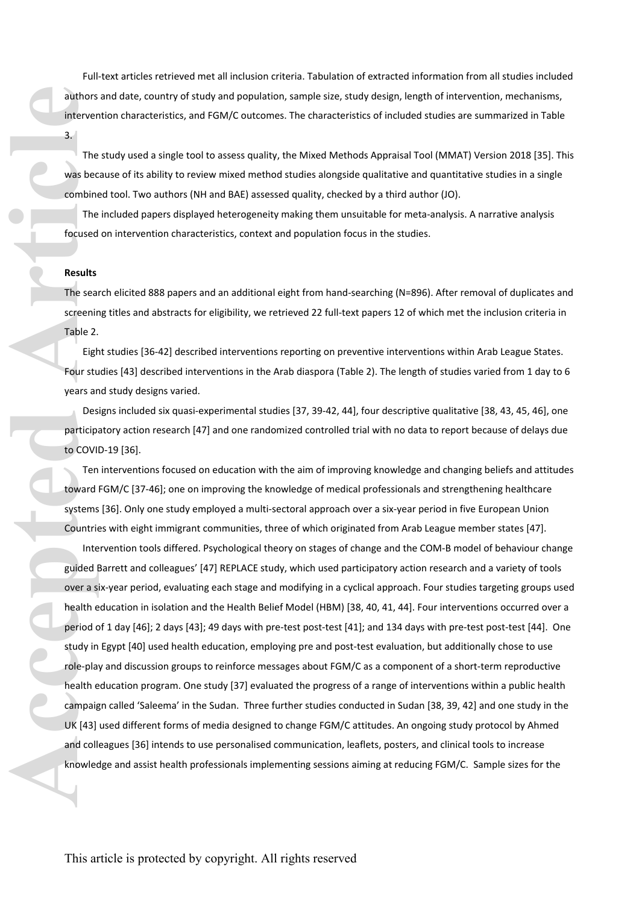Full-text articles retrieved met all inclusion criteria. Tabulation of extracted information from all studies included authors and date, country of study and population, sample size, study design, length of intervention, mechanisms, intervention characteristics, and FGM/C outcomes. The characteristics of included studies are summarized in Table 3.

The study used a single tool to assess quality, the Mixed Methods Appraisal Tool (MMAT) Version 2018 [35]. This was because of its ability to review mixed method studies alongside qualitative and quantitative studies in a single combined tool. Two authors (NH and BAE) assessed quality, checked by a third author (JO).

The included papers displayed heterogeneity making them unsuitable for meta-analysis. A narrative analysis focused on intervention characteristics, context and population focus in the studies.

**Results**

The search elicited 888 papers and an additional eight from hand-searching (N=896). After removal of duplicates and screening titles and abstracts for eligibility, we retrieved 22 full-text papers 12 of which met the inclusion criteria in Table 2.

Eight studies [36-42] described interventions reporting on preventive interventions within Arab League States. Four studies [43] described interventions in the Arab diaspora (Table 2). The length of studies varied from 1 day to 6 years and study designs varied.

Designs included six quasi-experimental studies [37, 39-42, 44], four descriptive qualitative [38, 43, 45, 46], one participatory action research [47] and one randomized controlled trial with no data to report because of delays due to COVID-19 [36].

Ten interventions focused on education with the aim of improving knowledge and changing beliefs and attitudes toward FGM/C [37-46]; one on improving the knowledge of medical professionals and strengthening healthcare systems [36]. Only one study employed a multi-sectoral approach over a six-year period in five European Union Countries with eight immigrant communities, three of which originated from Arab League member states [47].

Intervention tools differed. Psychological theory on stages of change and the COM-B model of behaviour change guided Barrett and colleagues' [47] REPLACE study, which used participatory action research and a variety of tools over a six-year period, evaluating each stage and modifying in a cyclical approach. Four studies targeting groups used health education in isolation and the Health Belief Model (HBM) [38, 40, 41, 44]. Four interventions occurred over a period of 1 day [46]; 2 days [43]; 49 days with pre-test post-test [41]; and 134 days with pre-test post-test [44]. One study in Egypt [40] used health education, employing pre and post-test evaluation, but additionally chose to use role-play and discussion groups to reinforce messages about FGM/C as a component of a short-term reproductive health education program. One study [37] evaluated the progress of a range of interventions within a public health campaign called 'Saleema' in the Sudan. Three further studies conducted in Sudan [38, 39, 42] and one study in the UK [43] used different forms of media designed to change FGM/C attitudes. An ongoing study protocol by Ahmed and colleagues [36] intends to use personalised communication, leaflets, posters, and clinical tools to increase knowledge and assist health professionals implementing sessions aiming at reducing FGM/C. Sample sizes for the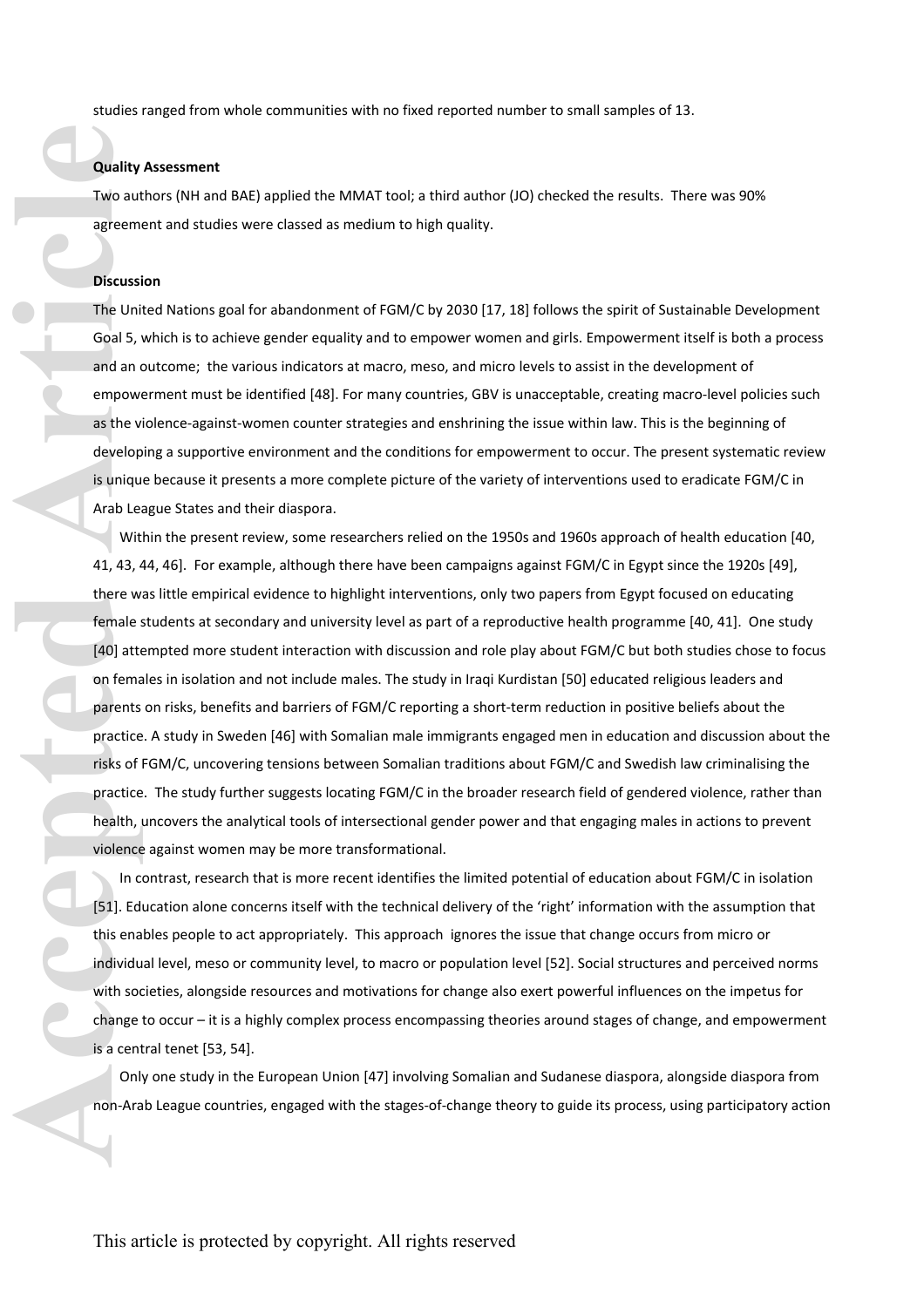studies ranged from whole communities with no fixed reported number to small samples of 13.

**Quality Assessment**

Two authors (NH and BAE) applied the MMAT tool; a third author (JO) checked the results. There was 90% agreement and studies were classed as medium to high quality.

**Discussion**

The United Nations goal for abandonment of FGM/C by 2030 [17, 18] follows the spirit of Sustainable Development Goal 5, which is to achieve gender equality and to empower women and girls. Empowerment itself is both a process and an outcome; the various indicators at macro, meso, and micro levels to assist in the development of empowerment must be identified [48]. For many countries, GBV is unacceptable, creating macro-level policies such as the violence-against-women counter strategies and enshrining the issue within law. This is the beginning of developing a supportive environment and the conditions for empowerment to occur. The present systematic review is unique because it presents a more complete picture of the variety of interventions used to eradicate FGM/C in Arab League States and their diaspora.

Within the present review, some researchers relied on the 1950s and 1960s approach of health education [40, 41, 43, 44, 46]. For example, although there have been campaigns against FGM/C in Egypt since the 1920s [49], there was little empirical evidence to highlight interventions, only two papers from Egypt focused on educating female students at secondary and university level as part of a reproductive health programme [40, 41]. One study [40] attempted more student interaction with discussion and role play about FGM/C but both studies chose to focus on females in isolation and not include males. The study in Iraqi Kurdistan [50] educated religious leaders and parents on risks, benefits and barriers of FGM/C reporting a short-term reduction in positive beliefs about the practice. A study in Sweden [46] with Somalian male immigrants engaged men in education and discussion about the risks of FGM/C, uncovering tensions between Somalian traditions about FGM/C and Swedish law criminalising the practice. The study further suggests locating FGM/C in the broader research field of gendered violence, rather than health, uncovers the analytical tools of intersectional gender power and that engaging males in actions to prevent violence against women may be more transformational.

In contrast, research that is more recent identifies the limited potential of education about FGM/C in isolation [51]. Education alone concerns itself with the technical delivery of the 'right' information with the assumption that this enables people to act appropriately. This approach ignores the issue that change occurs from micro or individual level, meso or community level, to macro or population level [52]. Social structures and perceived norms with societies, alongside resources and motivations for change also exert powerful influences on the impetus for change to occur – it is a highly complex process encompassing theories around stages of change, and empowerment is a central tenet [53, 54].

Only one study in the European Union [47] involving Somalian and Sudanese diaspora, alongside diaspora from non-Arab League countries, engaged with the stages-of-change theory to guide its process, using participatory action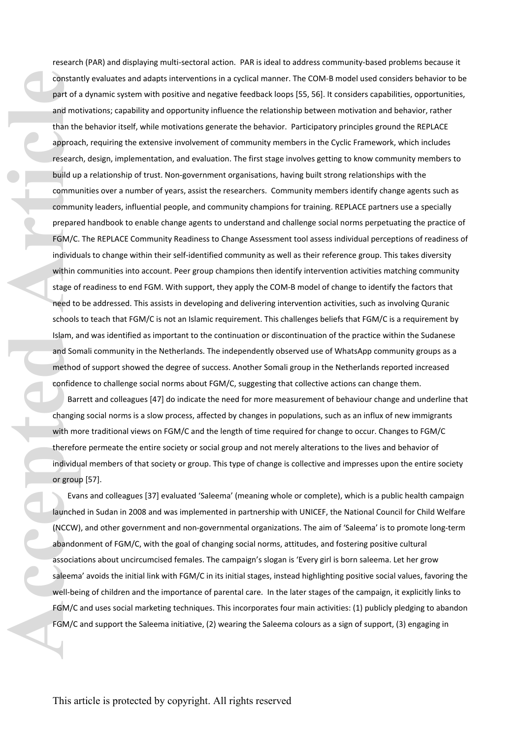research (PAR) and displaying multi-sectoral action. PAR is ideal to address community-based problems because it constantly evaluates and adapts interventions in a cyclical manner. The COM-B model used considers behavior to be part of a dynamic system with positive and negative feedback loops [55, 56]. It considers capabilities, opportunities, and motivations; capability and opportunity influence the relationship between motivation and behavior, rather than the behavior itself, while motivations generate the behavior. Participatory principles ground the REPLACE approach, requiring the extensive involvement of community members in the Cyclic Framework, which includes research, design, implementation, and evaluation. The first stage involves getting to know community members to build up a relationship of trust. Non-government organisations, having built strong relationships with the communities over a number of years, assist the researchers. Community members identify change agents such as community leaders, influential people, and community champions for training. REPLACE partners use a specially prepared handbook to enable change agents to understand and challenge social norms perpetuating the practice of FGM/C. The REPLACE Community Readiness to Change Assessment tool assess individual perceptions of readiness of individuals to change within their self-identified community as well as their reference group. This takes diversity within communities into account. Peer group champions then identify intervention activities matching community stage of readiness to end FGM. With support, they apply the COM-B model of change to identify the factors that need to be addressed. This assists in developing and delivering intervention activities, such as involving Quranic schools to teach that FGM/C is not an Islamic requirement. This challenges beliefs that FGM/C is a requirement by Islam, and was identified as important to the continuation or discontinuation of the practice within the Sudanese and Somali community in the Netherlands. The independently observed use of WhatsApp community groups as a method of support showed the degree of success. Another Somali group in the Netherlands reported increased confidence to challenge social norms about FGM/C, suggesting that collective actions can change them.

Barrett and colleagues [47] do indicate the need for more measurement of behaviour change and underline that changing social norms is a slow process, affected by changes in populations, such as an influx of new immigrants with more traditional views on FGM/C and the length of time required for change to occur. Changes to FGM/C therefore permeate the entire society or social group and not merely alterations to the lives and behavior of individual members of that society or group. This type of change is collective and impresses upon the entire society or group [57].

Evans and colleagues [37] evaluated 'Saleema' (meaning whole or complete), which is a public health campaign launched in Sudan in 2008 and was implemented in partnership with UNICEF, the National Council for Child Welfare (NCCW), and other government and non-governmental organizations. The aim of 'Saleema' is to promote long-term abandonment of FGM/C, with the goal of changing social norms, attitudes, and fostering positive cultural associations about uncircumcised females. The campaign's slogan is 'Every girl is born saleema. Let her grow saleema' avoids the initial link with FGM/C in its initial stages, instead highlighting positive social values, favoring the well-being of children and the importance of parental care. In the later stages of the campaign, it explicitly links to FGM/C and uses social marketing techniques. This incorporates four main activities: (1) publicly pledging to abandon FGM/C and support the Saleema initiative, (2) wearing the Saleema colours as a sign of support, (3) engaging in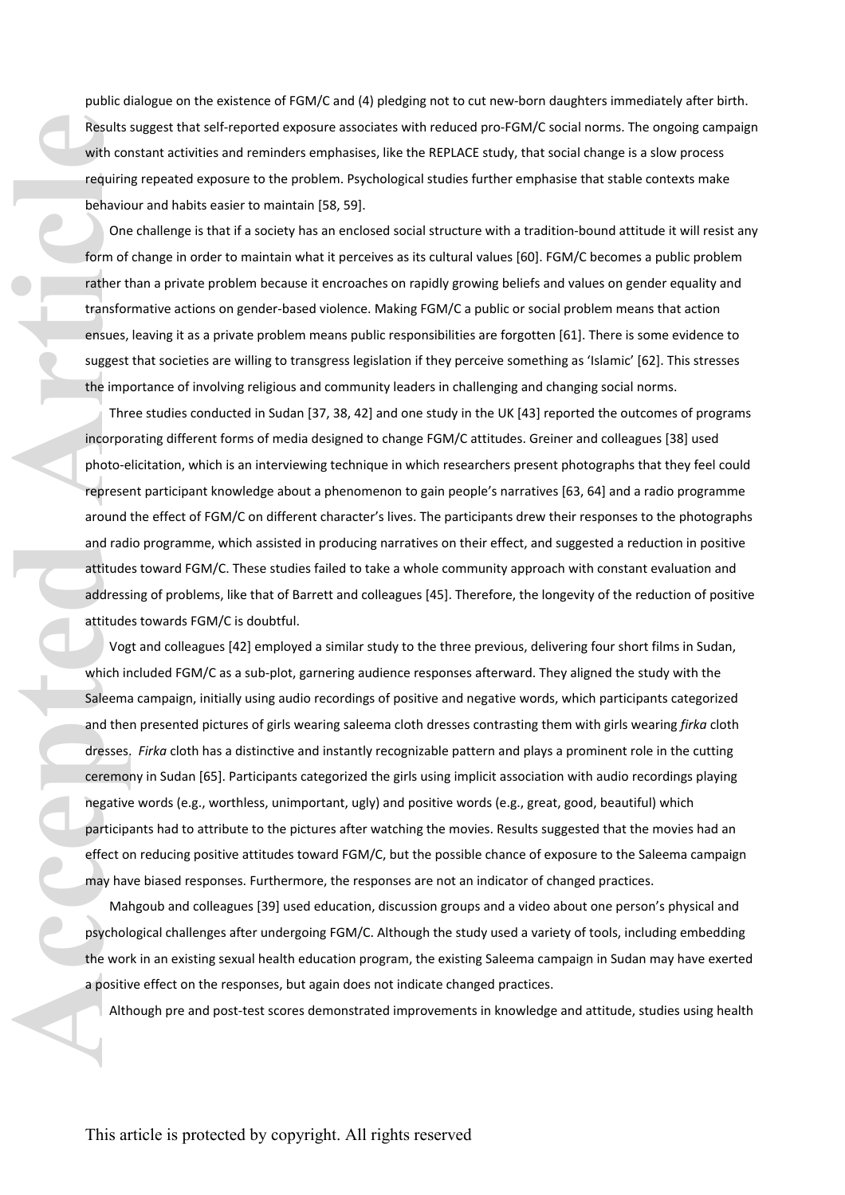public dialogue on the existence of FGM/C and (4) pledging not to cut new-born daughters immediately after birth. Results suggest that self-reported exposure associates with reduced pro-FGM/C social norms. The ongoing campaign with constant activities and reminders emphasises, like the REPLACE study, that social change is a slow process requiring repeated exposure to the problem. Psychological studies further emphasise that stable contexts make behaviour and habits easier to maintain [58, 59].

One challenge is that if a society has an enclosed social structure with a tradition-bound attitude it will resist any form of change in order to maintain what it perceives as its cultural values [60]. FGM/C becomes a public problem rather than a private problem because it encroaches on rapidly growing beliefs and values on gender equality and transformative actions on gender-based violence. Making FGM/C a public or social problem means that action ensues, leaving it as a private problem means public responsibilities are forgotten [61]. There is some evidence to suggest that societies are willing to transgress legislation if they perceive something as 'Islamic' [62]. This stresses the importance of involving religious and community leaders in challenging and changing social norms.

Three studies conducted in Sudan [37, 38, 42] and one study in the UK [43] reported the outcomes of programs incorporating different forms of media designed to change FGM/C attitudes. Greiner and colleagues [38] used photo-elicitation, which is an interviewing technique in which researchers present photographs that they feel could represent participant knowledge about a phenomenon to gain people's narratives [63, 64] and a radio programme around the effect of FGM/C on different character's lives. The participants drew their responses to the photographs and radio programme, which assisted in producing narratives on their effect, and suggested a reduction in positive attitudes toward FGM/C. These studies failed to take a whole community approach with constant evaluation and addressing of problems, like that of Barrett and colleagues [45]. Therefore, the longevity of the reduction of positive attitudes towards FGM/C is doubtful.

Vogt and colleagues [42] employed a similar study to the three previous, delivering four short films in Sudan, which included FGM/C as a sub-plot, garnering audience responses afterward. They aligned the study with the Saleema campaign, initially using audio recordings of positive and negative words, which participants categorized and then presented pictures of girls wearing saleema cloth dresses contrasting them with girls wearing *firka* cloth dresses. *Firka* cloth has a distinctive and instantly recognizable pattern and plays a prominent role in the cutting ceremony in Sudan [65]. Participants categorized the girls using implicit association with audio recordings playing negative words (e.g., worthless, unimportant, ugly) and positive words (e.g., great, good, beautiful) which participants had to attribute to the pictures after watching the movies. Results suggested that the movies had an effect on reducing positive attitudes toward FGM/C, but the possible chance of exposure to the Saleema campaign may have biased responses. Furthermore, the responses are not an indicator of changed practices.

Mahgoub and colleagues [39] used education, discussion groups and a video about one person's physical and psychological challenges after undergoing FGM/C. Although the study used a variety of tools, including embedding the work in an existing sexual health education program, the existing Saleema campaign in Sudan may have exerted a positive effect on the responses, but again does not indicate changed practices.

Although pre and post-test scores demonstrated improvements in knowledge and attitude, studies using health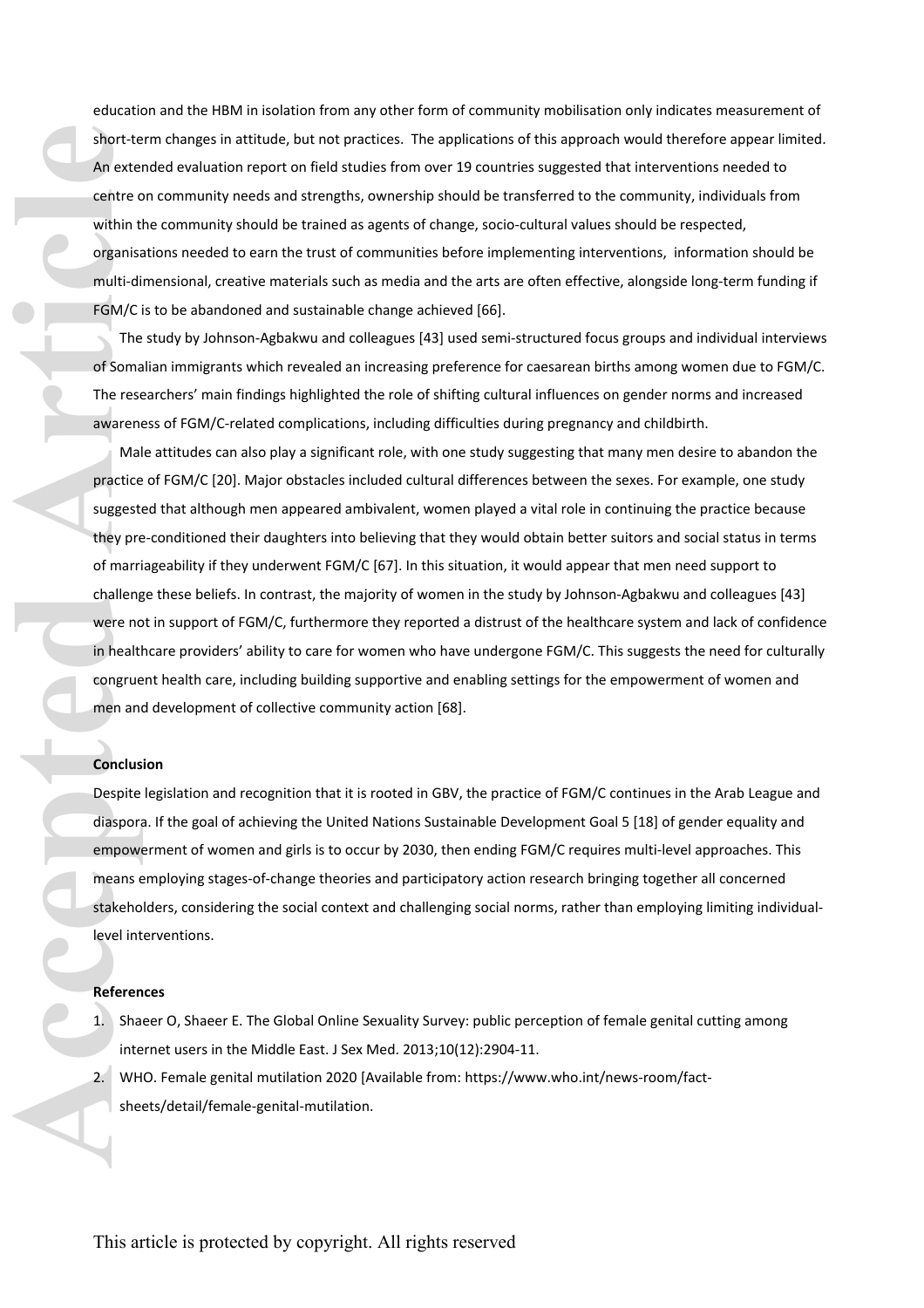education and the HBM in isolation from any other form of community mobilisation only indicates measurement of short-term changes in attitude, but not practices. The applications of this approach would therefore appear limited. An extended evaluation report on field studies from over 19 countries suggested that interventions needed to centre on community needs and strengths, ownership should be transferred to the community, individuals from within the community should be trained as agents of change, socio-cultural values should be respected, organisations needed to earn the trust of communities before implementing interventions, information should be multi-dimensional, creative materials such as media and the arts are often effective, alongside long-term funding if FGM/C is to be abandoned and sustainable change achieved [66].

The study by Johnson-Agbakwu and colleagues [43] used semi-structured focus groups and individual interviews of Somalian immigrants which revealed an increasing preference for caesarean births among women due to FGM/C. The researchers' main findings highlighted the role of shifting cultural influences on gender norms and increased awareness of FGM/C-related complications, including difficulties during pregnancy and childbirth.

Male attitudes can also play a significant role, with one study suggesting that many men desire to abandon the practice of FGM/C [20]. Major obstacles included cultural differences between the sexes. For example, one study suggested that although men appeared ambivalent, women played a vital role in continuing the practice because they pre-conditioned their daughters into believing that they would obtain better suitors and social status in terms of marriageability if they underwent FGM/C [67]. In this situation, it would appear that men need support to challenge these beliefs. In contrast, the majority of women in the study by Johnson-Agbakwu and colleagues [43] were not in support of FGM/C, furthermore they reported a distrust of the healthcare system and lack of confidence in healthcare providers' ability to care for women who have undergone FGM/C. This suggests the need for culturally congruent health care, including building supportive and enabling settings for the empowerment of women and men and development of collective community action [68].

**Conclusion**

Despite legislation and recognition that it is rooted in GBV, the practice of FGM/C continues in the Arab League and diaspora. If the goal of achieving the United Nations Sustainable Development Goal 5 [18] of gender equality and empowerment of women and girls is to occur by 2030, then ending FGM/C requires multi-level approaches. This means employing stages-of-change theories and participatory action research bringing together all concerned stakeholders, considering the social context and challenging social norms, rather than employing limiting individual-level interventions.

**References**

1. Shaeer O, Shaeer E. The Global Online Sexuality Survey: public perception of female genital cutting among internet users in the Middle East. J Sex Med. 2013;10(12):2904-11.
2. WHO. Female genital mutilation 2020 [Available from: https://www.who.int/news-room/fact-sheets/detail/female-genital-mutilation.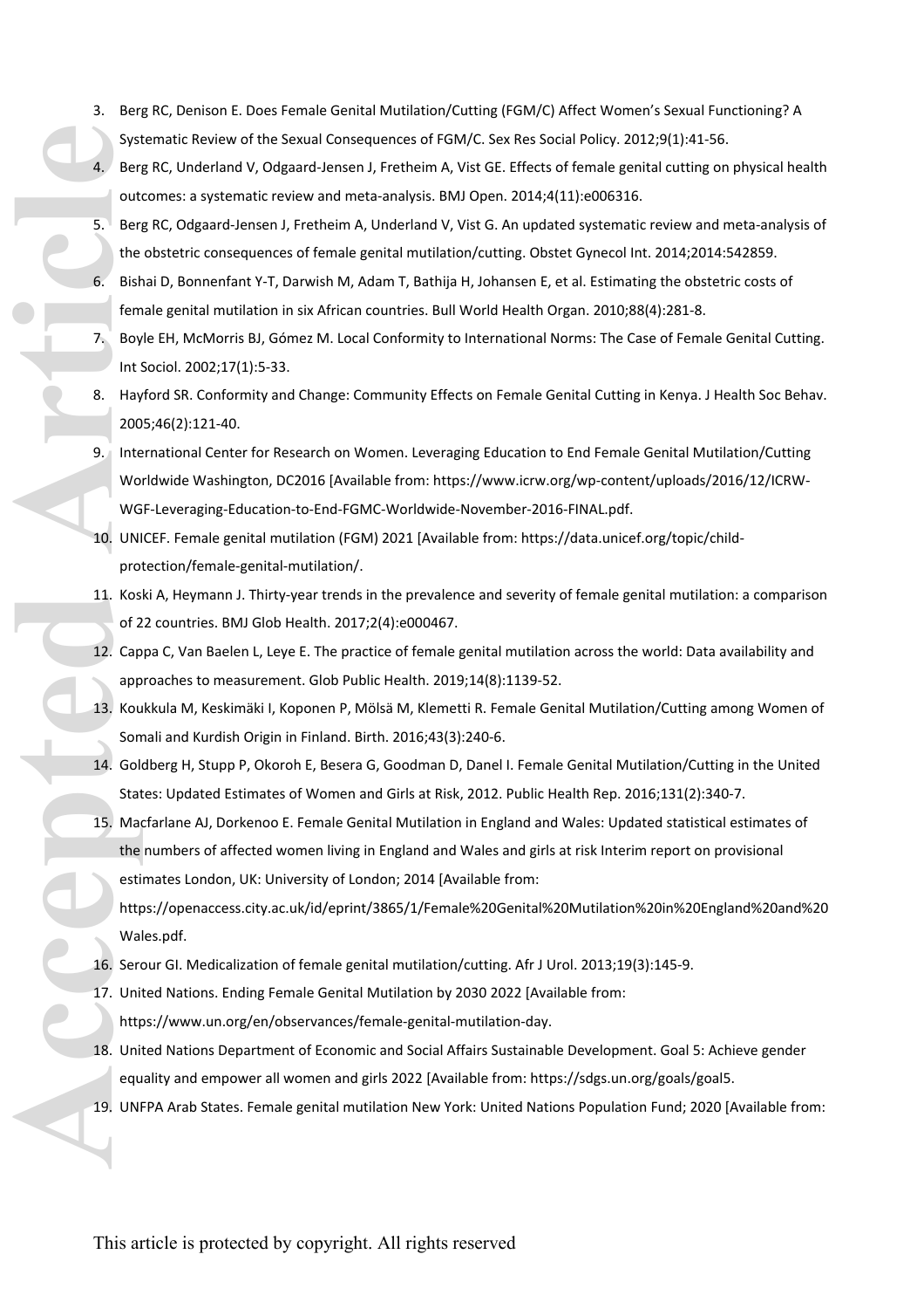3. Berg RC, Denison E. Does Female Genital Mutilation/Cutting (FGM/C) Affect Women's Sexual Functioning? A Systematic Review of the Sexual Consequences of FGM/C. Sex Res Social Policy. 2012;9(1):41-56.
4. Berg RC, Underland V, Odgaard-Jensen J, Fretheim A, Vist GE. Effects of female genital cutting on physical health outcomes: a systematic review and meta-analysis. BMJ Open. 2014;4(11):e006316.
5. Berg RC, Odgaard-Jensen J, Fretheim A, Underland V, Vist G. An updated systematic review and meta-analysis of the obstetric consequences of female genital mutilation/cutting. Obstet Gynecol Int. 2014;2014:542859.
6. Bishai D, Bonnenfant Y-T, Darwish M, Adam T, Bathija H, Johansen E, et al. Estimating the obstetric costs of female genital mutilation in six African countries. Bull World Health Organ. 2010;88(4):281-8.
7. Boyle EH, McMorris BJ, Gómez M. Local Conformity to International Norms: The Case of Female Genital Cutting. Int Sociol. 2002;17(1):5-33.
8. Hayford SR. Conformity and Change: Community Effects on Female Genital Cutting in Kenya. J Health Soc Behav. 2005;46(2):121-40.
9. International Center for Research on Women. Leveraging Education to End Female Genital Mutilation/Cutting Worldwide Washington, DC2016 [Available from: https://www.icrw.org/wp-content/uploads/2016/12/ICRW-WGF-Leveraging-Education-to-End-FGMC-Worldwide-November-2016-FINAL.pdf.
10. UNICEF. Female genital mutilation (FGM) 2021 [Available from: https://data.unicef.org/topic/child-protection/female-genital-mutilation/.
11. Koski A, Heymann J. Thirty-year trends in the prevalence and severity of female genital mutilation: a comparison of 22 countries. BMJ Glob Health. 2017;2(4):e000467.
12. Cappa C, Van Baelen L, Leye E. The practice of female genital mutilation across the world: Data availability and approaches to measurement. Glob Public Health. 2019;14(8):1139-52.
13. Koukkula M, Keskimäki I, Koponen P, Mölsä M, Klemetti R. Female Genital Mutilation/Cutting among Women of Somali and Kurdish Origin in Finland. Birth. 2016;43(3):240-6.
14. Goldberg H, Stupp P, Okoroh E, Besera G, Goodman D, Danel I. Female Genital Mutilation/Cutting in the United States: Updated Estimates of Women and Girls at Risk, 2012. Public Health Rep. 2016;131(2):340-7.
15. Macfarlane AJ, Dorkenoo E. Female Genital Mutilation in England and Wales: Updated statistical estimates of the numbers of affected women living in England and Wales and girls at risk Interim report on provisional estimates London, UK: University of London; 2014 [Available from: https://openaccess.city.ac.uk/id/eprint/3865/1/Female%20Genital%20Mutilation%20in%20England%20and%20Wales.pdf.
16. Serour GI. Medicalization of female genital mutilation/cutting. Afr J Urol. 2013;19(3):145-9.
17. United Nations. Ending Female Genital Mutilation by 2030 2022 [Available from: https://www.un.org/en/observances/female-genital-mutilation-day.
18. United Nations Department of Economic and Social Affairs Sustainable Development. Goal 5: Achieve gender equality and empower all women and girls 2022 [Available from: https://sdgs.un.org/goals/goal5.
19. UNFPA Arab States. Female genital mutilation New York: United Nations Population Fund; 2020 [Available from: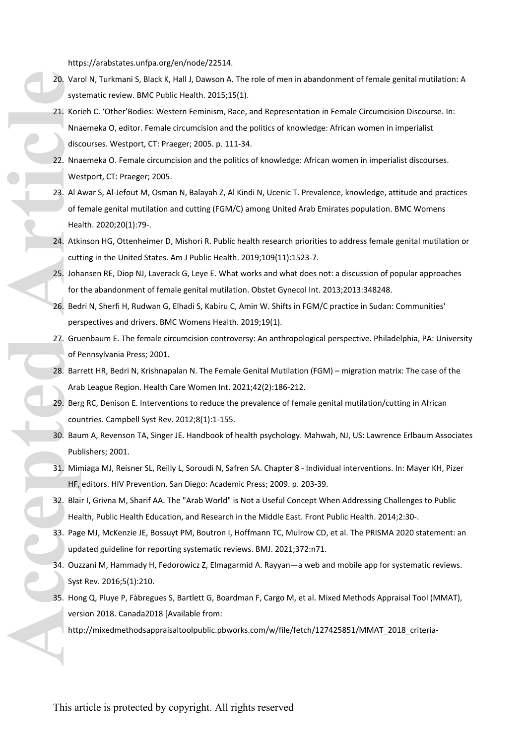https://arabstates.unfpa.org/en/node/22514.

20. Varol N, Turkmani S, Black K, Hall J, Dawson A. The role of men in abandonment of female genital mutilation: A systematic review. BMC Public Health. 2015;15(1).
21. Korieh C. 'Other'Bodies: Western Feminism, Race, and Representation in Female Circumcision Discourse. In: Nnaemeka O, editor. Female circumcision and the politics of knowledge: African women in imperialist discourses. Westport, CT: Praeger; 2005. p. 111-34.
22. Nnaemeka O. Female circumcision and the politics of knowledge: African women in imperialist discourses. Westport, CT: Praeger; 2005.
23. Al Awar S, Al-Jefout M, Osman N, Balayah Z, Al Kindi N, Ucenic T. Prevalence, knowledge, attitude and practices of female genital mutilation and cutting (FGM/C) among United Arab Emirates population. BMC Womens Health. 2020;20(1):79-.
24. Atkinson HG, Ottenheimer D, Mishori R. Public health research priorities to address female genital mutilation or cutting in the United States. Am J Public Health. 2019;109(11):1523-7.
25. Johansen RE, Diop NJ, Laverack G, Leye E. What works and what does not: a discussion of popular approaches for the abandonment of female genital mutilation. Obstet Gynecol Int. 2013;2013:348248.
26. Bedri N, Sherfi H, Rudwan G, Elhadi S, Kabiru C, Amin W. Shifts in FGM/C practice in Sudan: Communities' perspectives and drivers. BMC Womens Health. 2019;19(1).
27. Gruenbaum E. The female circumcision controversy: An anthropological perspective. Philadelphia, PA: University of Pennsylvania Press; 2001.
28. Barrett HR, Bedri N, Krishnapalan N. The Female Genital Mutilation (FGM) – migration matrix: The case of the Arab League Region. Health Care Women Int. 2021;42(2):186-212.
29. Berg RC, Denison E. Interventions to reduce the prevalence of female genital mutilation/cutting in African countries. Campbell Syst Rev. 2012;8(1):1-155.
30. Baum A, Revenson TA, Singer JE. Handbook of health psychology. Mahwah, NJ, US: Lawrence Erlbaum Associates Publishers; 2001.
31. Mimiaga MJ, Reisner SL, Reilly L, Soroudi N, Safren SA. Chapter 8 - Individual interventions. In: Mayer KH, Pizer HF, editors. HIV Prevention. San Diego: Academic Press; 2009. p. 203-39.
32. Blair I, Grivna M, Sharif AA. The "Arab World" is Not a Useful Concept When Addressing Challenges to Public Health, Public Health Education, and Research in the Middle East. Front Public Health. 2014;2:30-.
33. Page MJ, McKenzie JE, Bossuyt PM, Boutron I, Hoffmann TC, Mulrow CD, et al. The PRISMA 2020 statement: an updated guideline for reporting systematic reviews. BMJ. 2021;372:n71.
34. Ouzzani M, Hammady H, Fedorowicz Z, Elmagarmid A. Rayyan—a web and mobile app for systematic reviews. Syst Rev. 2016;5(1):210.
35. Hong Q, Pluye P, Fàbregues S, Bartlett G, Boardman F, Cargo M, et al. Mixed Methods Appraisal Tool (MMAT), version 2018. Canada2018 [Available from: http://mixedmethodsappraisaltoolpublic.pbworks.com/w/file/fetch/127425851/MMAT_2018_criteria-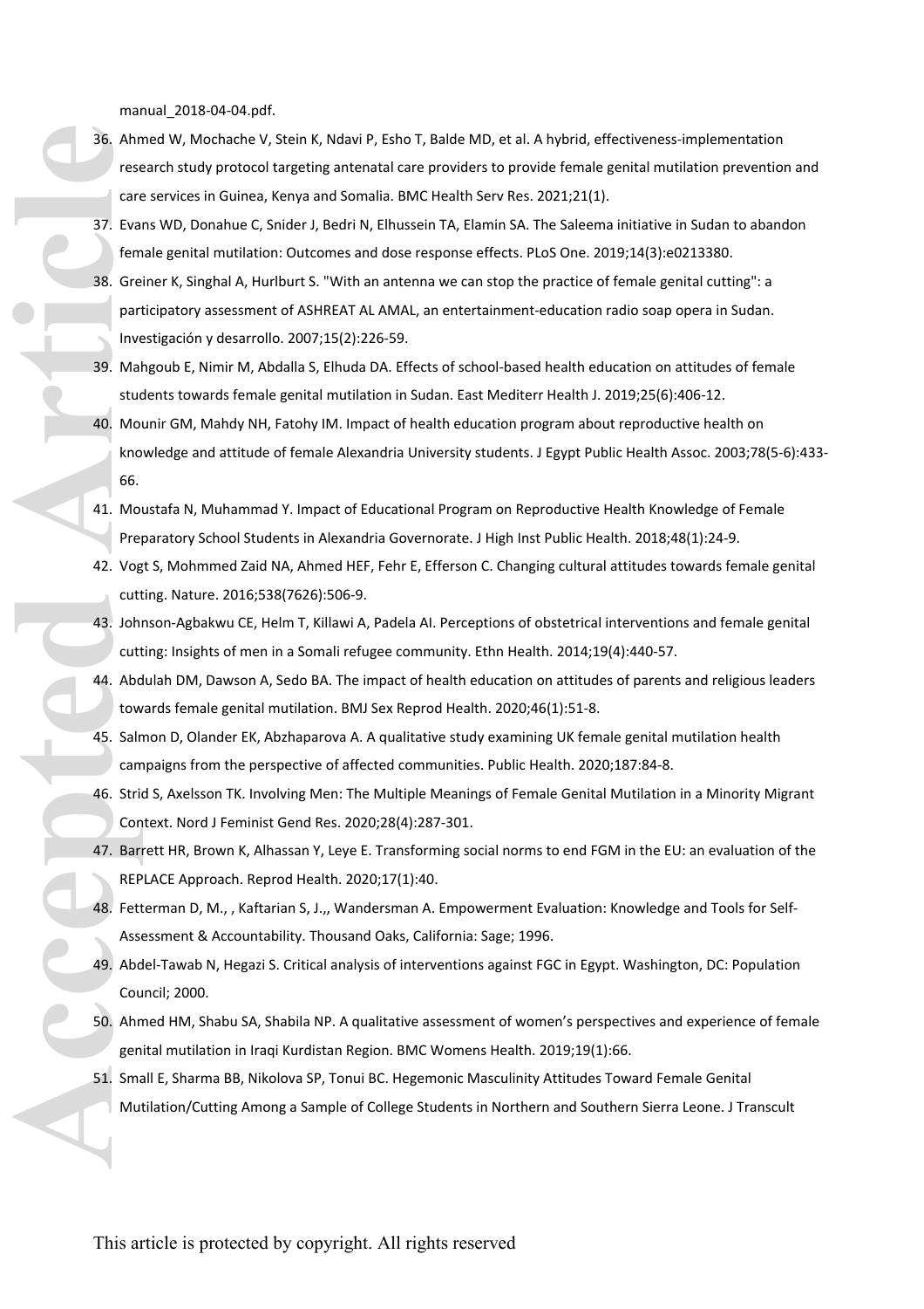manual_2018-04-04.pdf.

36. Ahmed W, Mochache V, Stein K, Ndavi P, Esho T, Balde MD, et al. A hybrid, effectiveness-implementation research study protocol targeting antenatal care providers to provide female genital mutilation prevention and care services in Guinea, Kenya and Somalia. BMC Health Serv Res. 2021;21(1).
37. Evans WD, Donahue C, Snider J, Bedri N, Elhussein TA, Elamin SA. The Saleema initiative in Sudan to abandon female genital mutilation: Outcomes and dose response effects. PLoS One. 2019;14(3):e0213380.
38. Greiner K, Singhal A, Hurlburt S. "With an antenna we can stop the practice of female genital cutting": a participatory assessment of ASHREAT AL AMAL, an entertainment-education radio soap opera in Sudan. Investigación y desarrollo. 2007;15(2):226-59.
39. Mahgoub E, Nimir M, Abdalla S, Elhuda DA. Effects of school-based health education on attitudes of female students towards female genital mutilation in Sudan. East Mediterr Health J. 2019;25(6):406-12.
40. Mounir GM, Mahdy NH, Fatohy IM. Impact of health education program about reproductive health on knowledge and attitude of female Alexandria University students. J Egypt Public Health Assoc. 2003;78(5-6):433-66.
41. Moustafa N, Muhammad Y. Impact of Educational Program on Reproductive Health Knowledge of Female Preparatory School Students in Alexandria Governorate. J High Inst Public Health. 2018;48(1):24-9.
42. Vogt S, Mohmmed Zaid NA, Ahmed HEF, Fehr E, Efferson C. Changing cultural attitudes towards female genital cutting. Nature. 2016;538(7626):506-9.
43. Johnson-Agbakwu CE, Helm T, Killawi A, Padela AI. Perceptions of obstetrical interventions and female genital cutting: Insights of men in a Somali refugee community. Ethn Health. 2014;19(4):440-57.
44. Abdulah DM, Dawson A, Sedo BA. The impact of health education on attitudes of parents and religious leaders towards female genital mutilation. BMJ Sex Reprod Health. 2020;46(1):51-8.
45. Salmon D, Olander EK, Abzhaparova A. A qualitative study examining UK female genital mutilation health campaigns from the perspective of affected communities. Public Health. 2020;187:84-8.
46. Strid S, Axelsson TK. Involving Men: The Multiple Meanings of Female Genital Mutilation in a Minority Migrant Context. Nord J Feminist Gend Res. 2020;28(4):287-301.
47. Barrett HR, Brown K, Alhassan Y, Leye E. Transforming social norms to end FGM in the EU: an evaluation of the REPLACE Approach. Reprod Health. 2020;17(1):40.
48. Fetterman D, M., , Kaftarian S, J.,, Wandersman A. Empowerment Evaluation: Knowledge and Tools for Self-Assessment & Accountability. Thousand Oaks, California: Sage; 1996.
49. Abdel-Tawab N, Hegazi S. Critical analysis of interventions against FGC in Egypt. Washington, DC: Population Council; 2000.
50. Ahmed HM, Shabu SA, Shabila NP. A qualitative assessment of women's perspectives and experience of female genital mutilation in Iraqi Kurdistan Region. BMC Womens Health. 2019;19(1):66.
51. Small E, Sharma BB, Nikolova SP, Tonui BC. Hegemonic Masculinity Attitudes Toward Female Genital Mutilation/Cutting Among a Sample of College Students in Northern and Southern Sierra Leone. J Transcult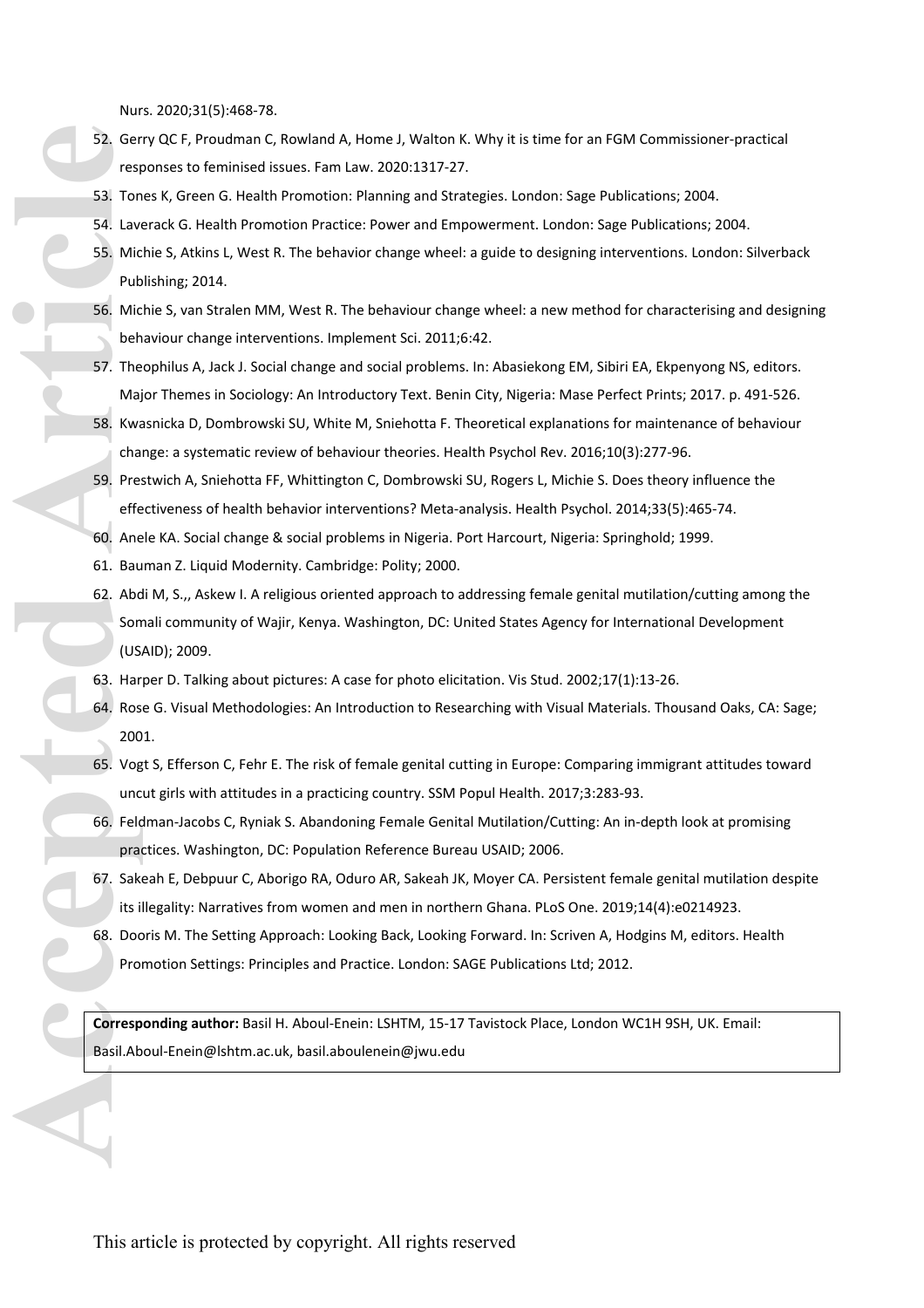Nurs. 2020;31(5):468-78.

52. Gerry QC F, Proudman C, Rowland A, Home J, Walton K. Why it is time for an FGM Commissioner-practical responses to feminised issues. Fam Law. 2020:1317-27.
53. Tones K, Green G. Health Promotion: Planning and Strategies. London: Sage Publications; 2004.
54. Laverack G. Health Promotion Practice: Power and Empowerment. London: Sage Publications; 2004.
55. Michie S, Atkins L, West R. The behavior change wheel: a guide to designing interventions. London: Silverback Publishing; 2014.
56. Michie S, van Stralen MM, West R. The behaviour change wheel: a new method for characterising and designing behaviour change interventions. Implement Sci. 2011;6:42.
57. Theophilus A, Jack J. Social change and social problems. In: Abasiekong EM, Sibiri EA, Ekpenyong NS, editors. Major Themes in Sociology: An Introductory Text. Benin City, Nigeria: Mase Perfect Prints; 2017. p. 491-526.
58. Kwasnicka D, Dombrowski SU, White M, Sniehotta F. Theoretical explanations for maintenance of behaviour change: a systematic review of behaviour theories. Health Psychol Rev. 2016;10(3):277-96.
59. Prestwich A, Sniehotta FF, Whittington C, Dombrowski SU, Rogers L, Michie S. Does theory influence the effectiveness of health behavior interventions? Meta-analysis. Health Psychol. 2014;33(5):465-74.
60. Anele KA. Social change & social problems in Nigeria. Port Harcourt, Nigeria: Springhold; 1999.
61. Bauman Z. Liquid Modernity. Cambridge: Polity; 2000.
62. Abdi M, S.,, Askew I. A religious oriented approach to addressing female genital mutilation/cutting among the Somali community of Wajir, Kenya. Washington, DC: United States Agency for International Development (USAID); 2009.
63. Harper D. Talking about pictures: A case for photo elicitation. Vis Stud. 2002;17(1):13-26.
64. Rose G. Visual Methodologies: An Introduction to Researching with Visual Materials. Thousand Oaks, CA: Sage; 2001.
65. Vogt S, Efferson C, Fehr E. The risk of female genital cutting in Europe: Comparing immigrant attitudes toward uncut girls with attitudes in a practicing country. SSM Popul Health. 2017;3:283-93.
66. Feldman-Jacobs C, Ryniak S. Abandoning Female Genital Mutilation/Cutting: An in-depth look at promising practices. Washington, DC: Population Reference Bureau USAID; 2006.
67. Sakeah E, Debpuur C, Aborigo RA, Oduro AR, Sakeah JK, Moyer CA. Persistent female genital mutilation despite its illegality: Narratives from women and men in northern Ghana. PLoS One. 2019;14(4):e0214923.
68. Dooris M. The Setting Approach: Looking Back, Looking Forward. In: Scriven A, Hodgins M, editors. Health Promotion Settings: Principles and Practice. London: SAGE Publications Ltd; 2012.

**Corresponding author:** Basil H. Aboul-Enein: LSHTM, 15-17 Tavistock Place, London WC1H 9SH, UK. Email: Basil.Aboul-Enein@lshtm.ac.uk, basil.aboulenein@jwu.edu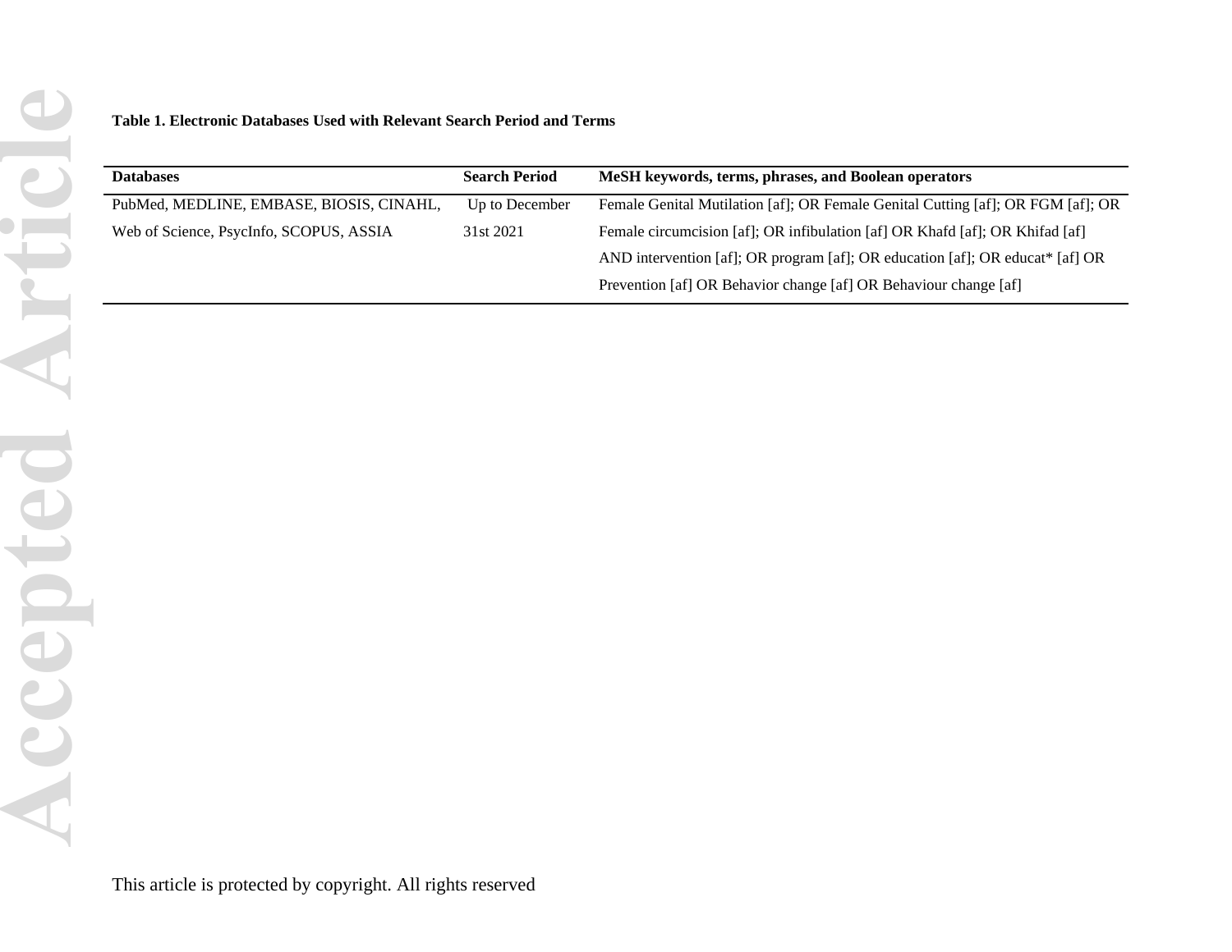**Table 1. Electronic Databases Used with Relevant Search Period and Terms**

| Databases | Search Period | MeSH keywords, terms, phrases, and Boolean operators |
|---|---|---|
| PubMed, MEDLINE, EMBASE, BIOSIS, CINAHL, Web of Science, PsycInfo, SCOPUS, ASSIA | Up to December 31st 2021 | Female Genital Mutilation [af]; OR Female Genital Cutting [af]; OR FGM [af]; OR Female circumcision [af]; OR infibulation [af] OR Khafd [af]; OR Khifad [af] AND intervention [af]; OR program [af]; OR education [af]; OR educat* [af] OR Prevention [af] OR Behavior change [af] OR Behaviour change [af] |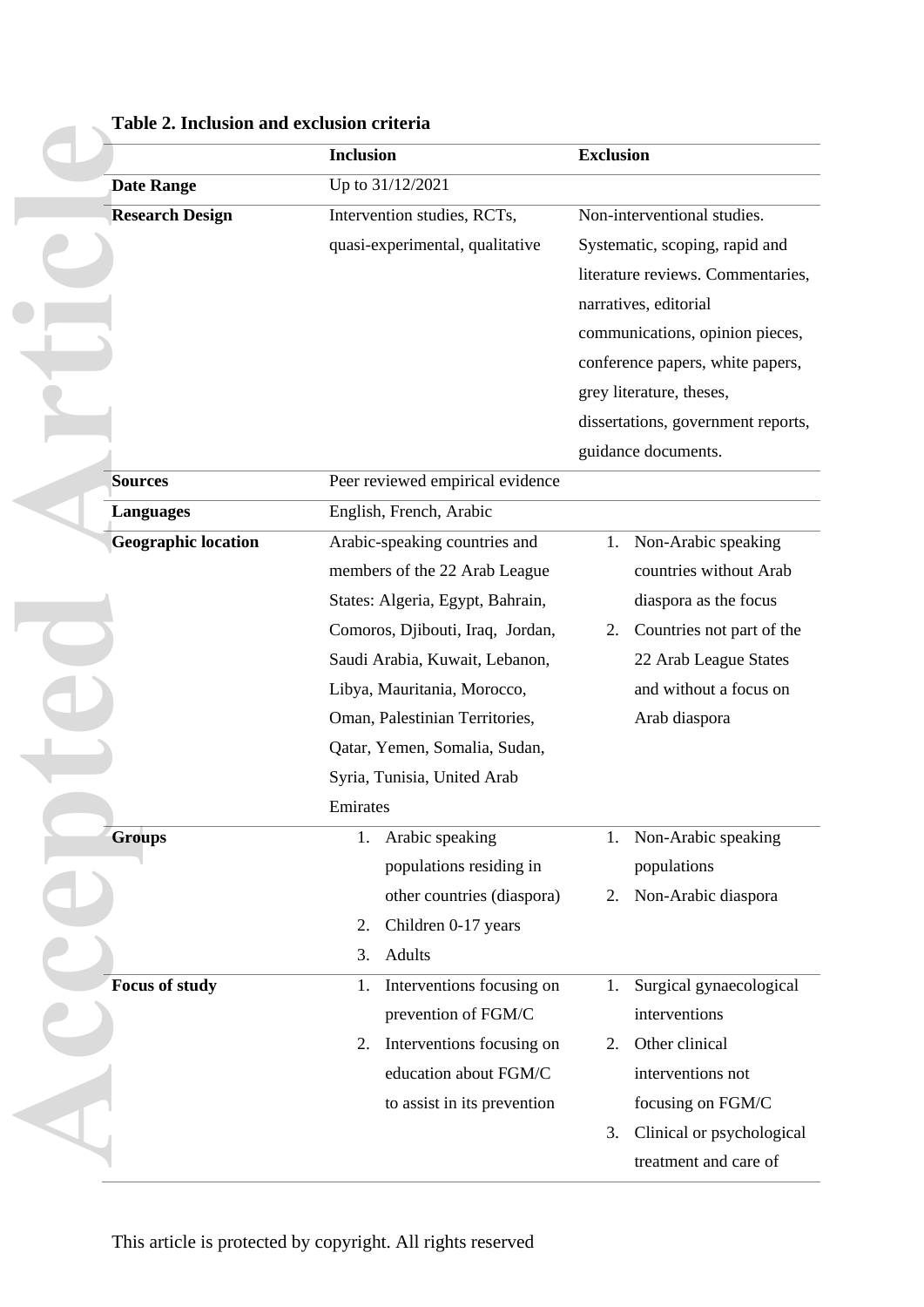**Table 2. Inclusion and exclusion criteria**

| | Inclusion | Exclusion |
|---|---|---|
| **Date Range** | Up to 31/12/2021 | |
| **Research Design** | Intervention studies, RCTs, quasi-experimental, qualitative | Non-interventional studies. Systematic, scoping, rapid and literature reviews. Commentaries, narratives, editorial communications, opinion pieces, conference papers, white papers, grey literature, theses, dissertations, government reports, guidance documents. |
| **Sources** | Peer reviewed empirical evidence | |
| **Languages** | English, French, Arabic | |
| **Geographic location** | Arabic-speaking countries and members of the 22 Arab League States: Algeria, Egypt, Bahrain, Comoros, Djibouti, Iraq, Jordan, Saudi Arabia, Kuwait, Lebanon, Libya, Mauritania, Morocco, Oman, Palestinian Territories, Qatar, Yemen, Somalia, Sudan, Syria, Tunisia, United Arab Emirates | 1. Non-Arabic speaking countries without Arab diaspora as the focus<br>2. Countries not part of the 22 Arab League States and without a focus on Arab diaspora |
| **Groups** | 1. Arabic speaking populations residing in other countries (diaspora)<br>2. Children 0-17 years<br>3. Adults | 1. Non-Arabic speaking populations<br>2. Non-Arabic diaspora |
| **Focus of study** | 1. Interventions focusing on prevention of FGM/C<br>2. Interventions focusing on education about FGM/C to assist in its prevention | 1. Surgical gynaecological interventions<br>2. Other clinical interventions not focusing on FGM/C<br>3. Clinical or psychological treatment and care of |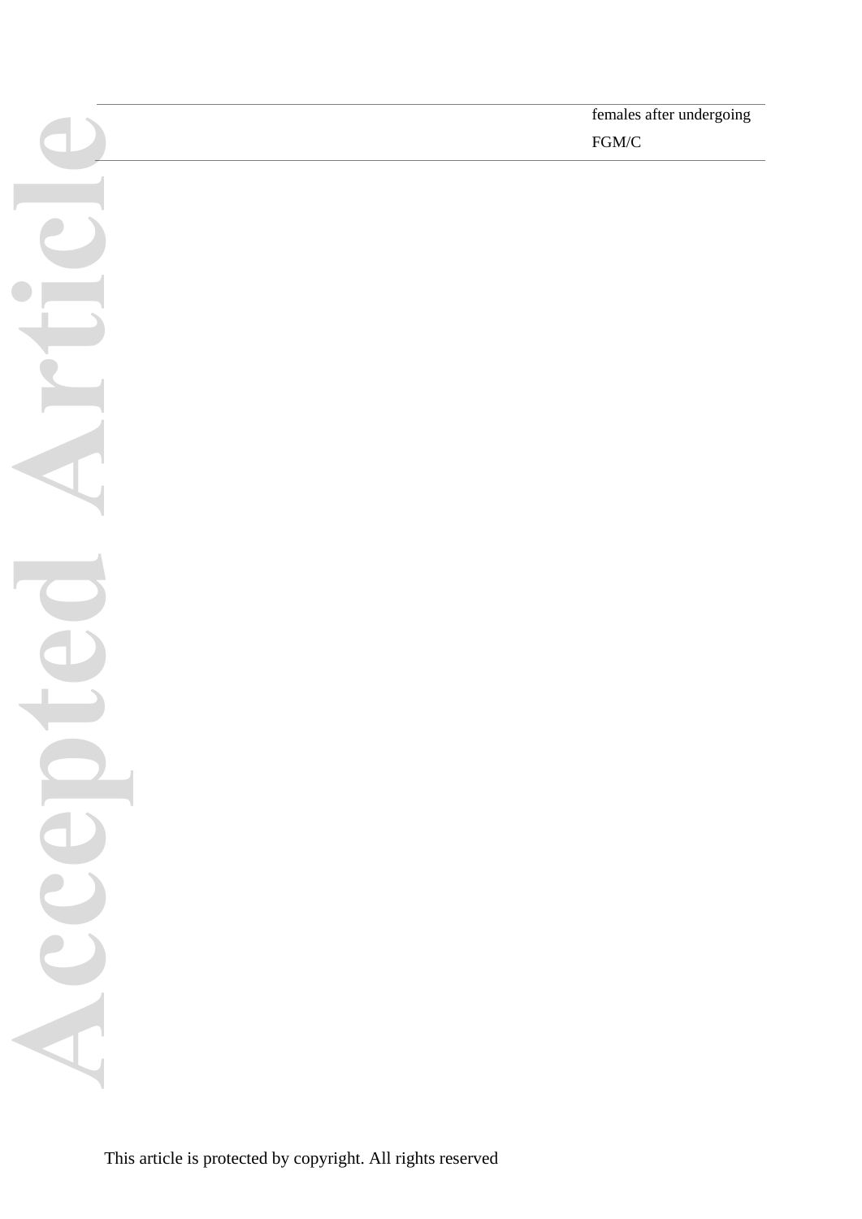|  |  | females after undergoing FGM/C |
| --- | --- | --- |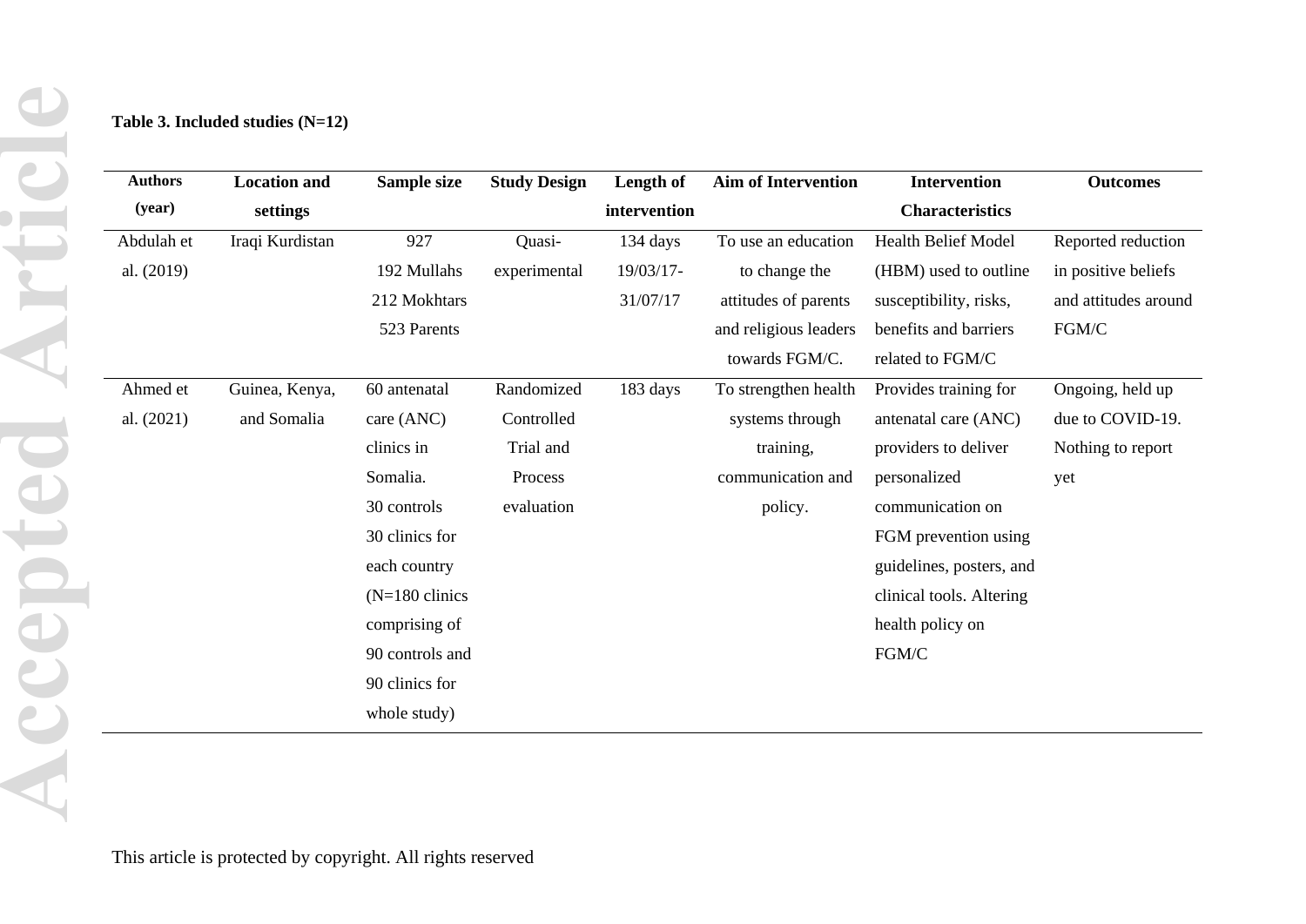**Table 3. Included studies (N=12)**

| Authors (year) | Location and settings | Sample size | Study Design | Length of intervention | Aim of Intervention | Intervention Characteristics | Outcomes |
|---|---|---|---|---|---|---|---|
| Abdulah et al. (2019) | Iraqi Kurdistan | 927<br>192 Mullahs<br>212 Mokhtars<br>523 Parents | Quasi-experimental | 134 days<br>19/03/17-31/07/17 | To use an education to change the attitudes of parents and religious leaders towards FGM/C. | Health Belief Model (HBM) used to outline susceptibility, risks, benefits and barriers related to FGM/C | Reported reduction in positive beliefs and attitudes around FGM/C |
| Ahmed et al. (2021) | Guinea, Kenya, and Somalia | 60 antenatal care (ANC) clinics in Somalia.<br>30 controls<br>30 clinics for each country<br>(N=180 clinics comprising of 90 controls and 90 clinics for whole study) | Randomized Controlled Trial and Process evaluation | 183 days | To strengthen health systems through training, communication and policy. | Provides training for antenatal care (ANC) providers to deliver personalized communication on FGM prevention using guidelines, posters, and clinical tools. Altering health policy on FGM/C | Ongoing, held up due to COVID-19. Nothing to report yet |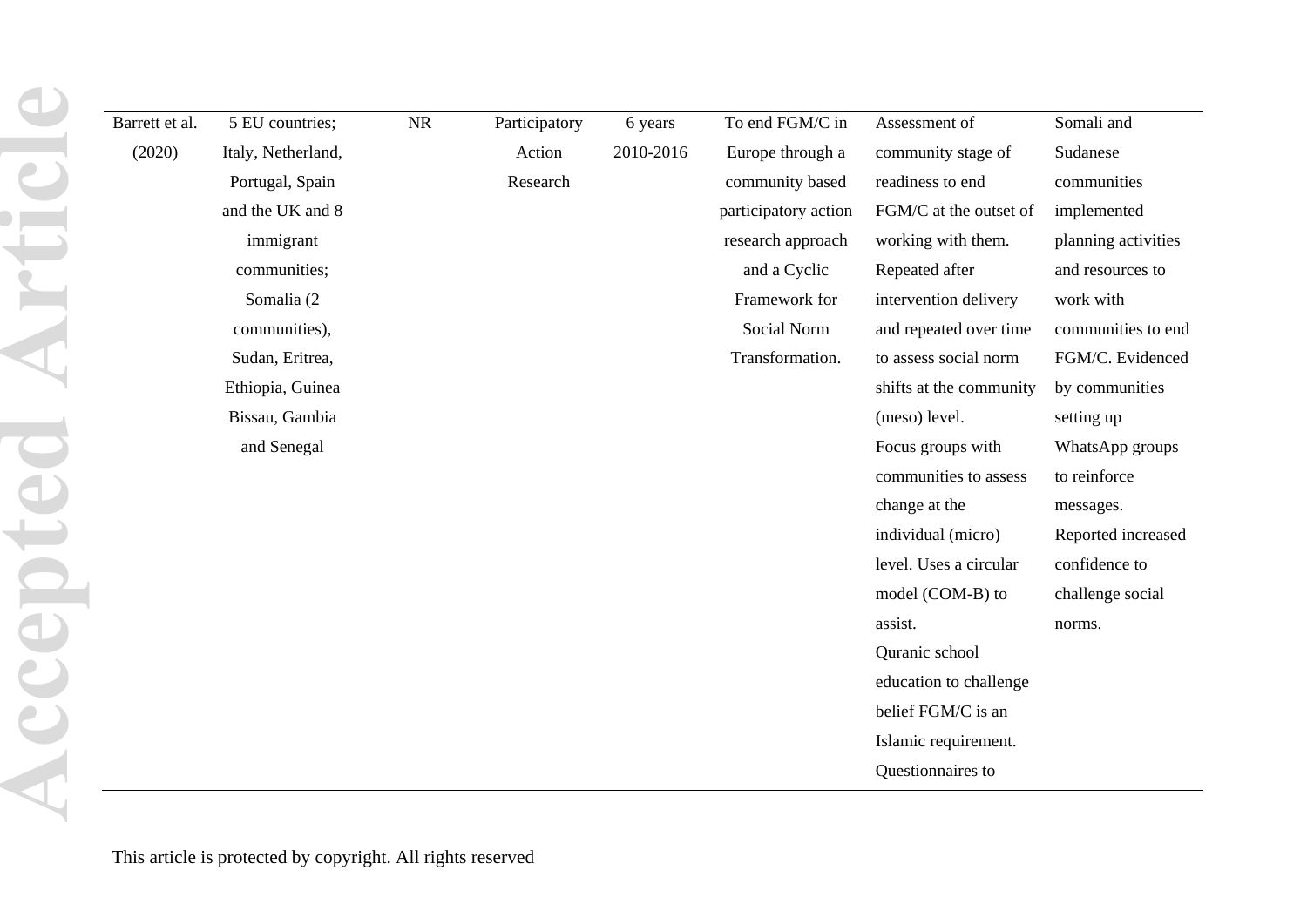| Barrett et al. (2020) | 5 EU countries; Italy, Netherland, Portugal, Spain and the UK and 8 immigrant communities; Somalia (2 communities), Sudan, Eritrea, Ethiopia, Guinea Bissau, Gambia and Senegal | NR | Participatory Action Research | 6 years 2010-2016 | To end FGM/C in Europe through a community based participatory action research approach and a Cyclic Framework for Social Norm Transformation. | Assessment of community stage of readiness to end FGM/C at the outset of working with them. Repeated after intervention delivery and repeated over time to assess social norm shifts at the community (meso) level. Focus groups with communities to assess change at the individual (micro) level. Uses a circular model (COM-B) to assist. Quranic school education to challenge belief FGM/C is an Islamic requirement. Questionnaires to | Somali and Sudanese communities implemented planning activities and resources to work with communities to end FGM/C. Evidenced by communities setting up WhatsApp groups to reinforce messages. Reported increased confidence to challenge social norms. |
|---|---|---|---|---|---|---|---|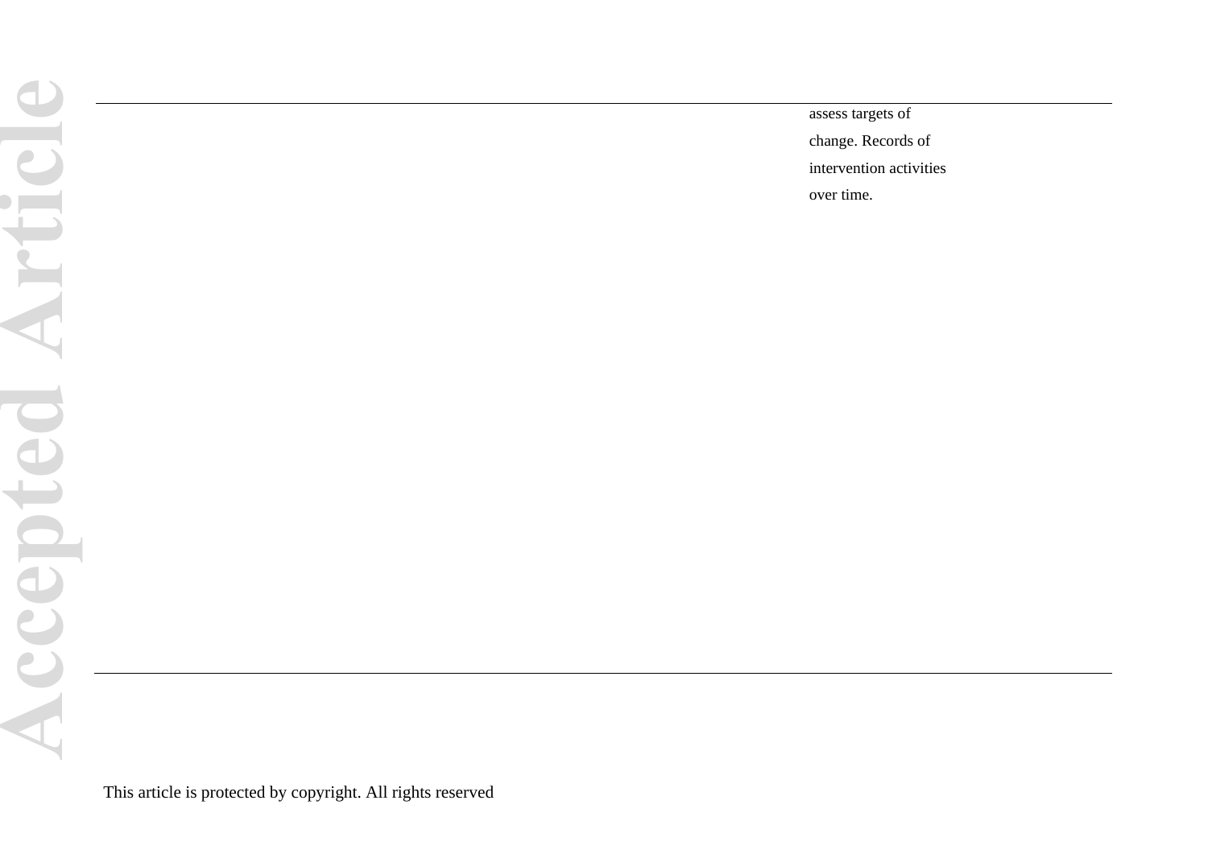assess targets of change. Records of intervention activities over time.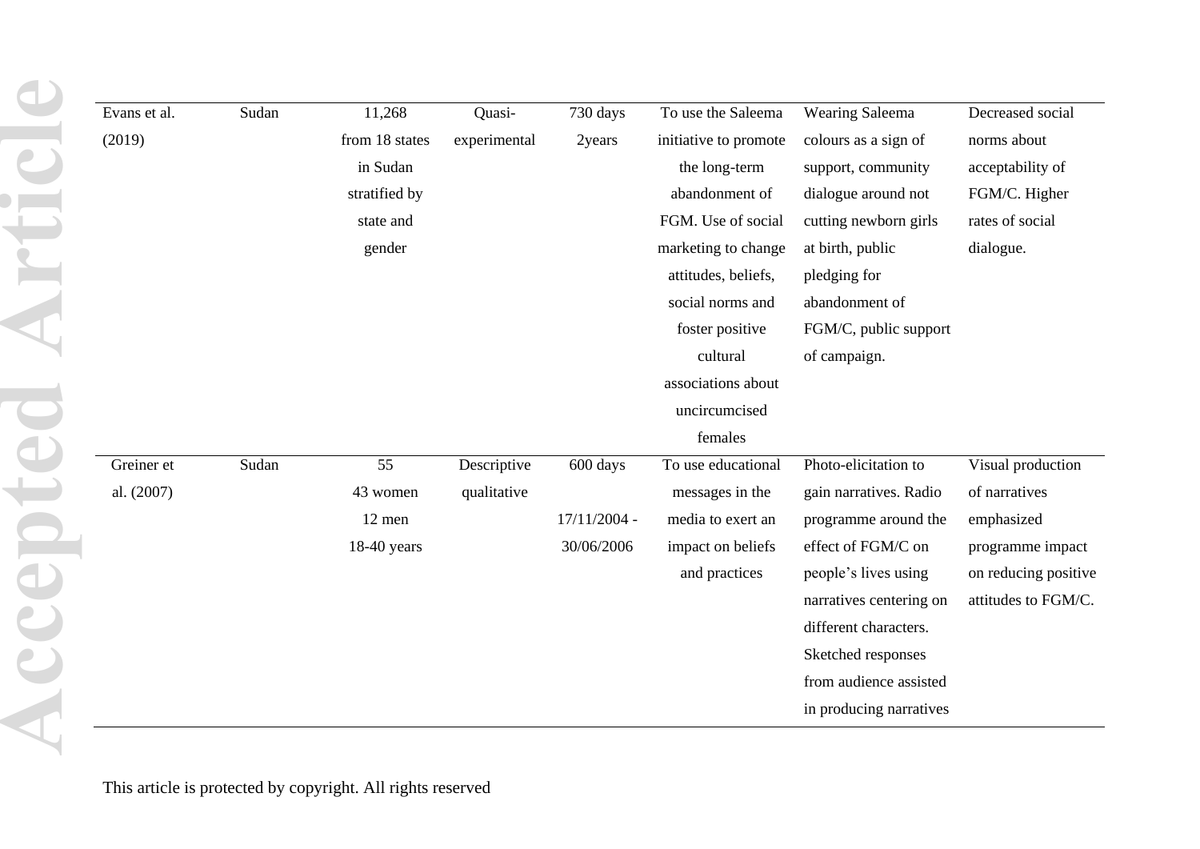| Evans et al. (2019) | Sudan | 11,268 from 18 states in Sudan stratified by state and gender | Quasi-experimental | 730 days 2years | To use the Saleema initiative to promote the long-term abandonment of FGM. Use of social marketing to change attitudes, beliefs, social norms and foster positive cultural associations about uncircumcised females | Wearing Saleema colours as a sign of support, community dialogue around not cutting newborn girls at birth, public pledging for abandonment of FGM/C, public support of campaign. | Decreased social norms about acceptability of FGM/C. Higher rates of social dialogue. |
|---|---|---|---|---|---|---|---|
| Greiner et al. (2007) | Sudan | 55 43 women 12 men 18-40 years | Descriptive qualitative | 600 days 17/11/2004 - 30/06/2006 | To use educational messages in the media to exert an impact on beliefs and practices | Photo-elicitation to gain narratives. Radio programme around the effect of FGM/C on people's lives using narratives centering on different characters. Sketched responses from audience assisted in producing narratives | Visual production of narratives emphasized programme impact on reducing positive attitudes to FGM/C. |

This article is protected by copyright. All rights reserved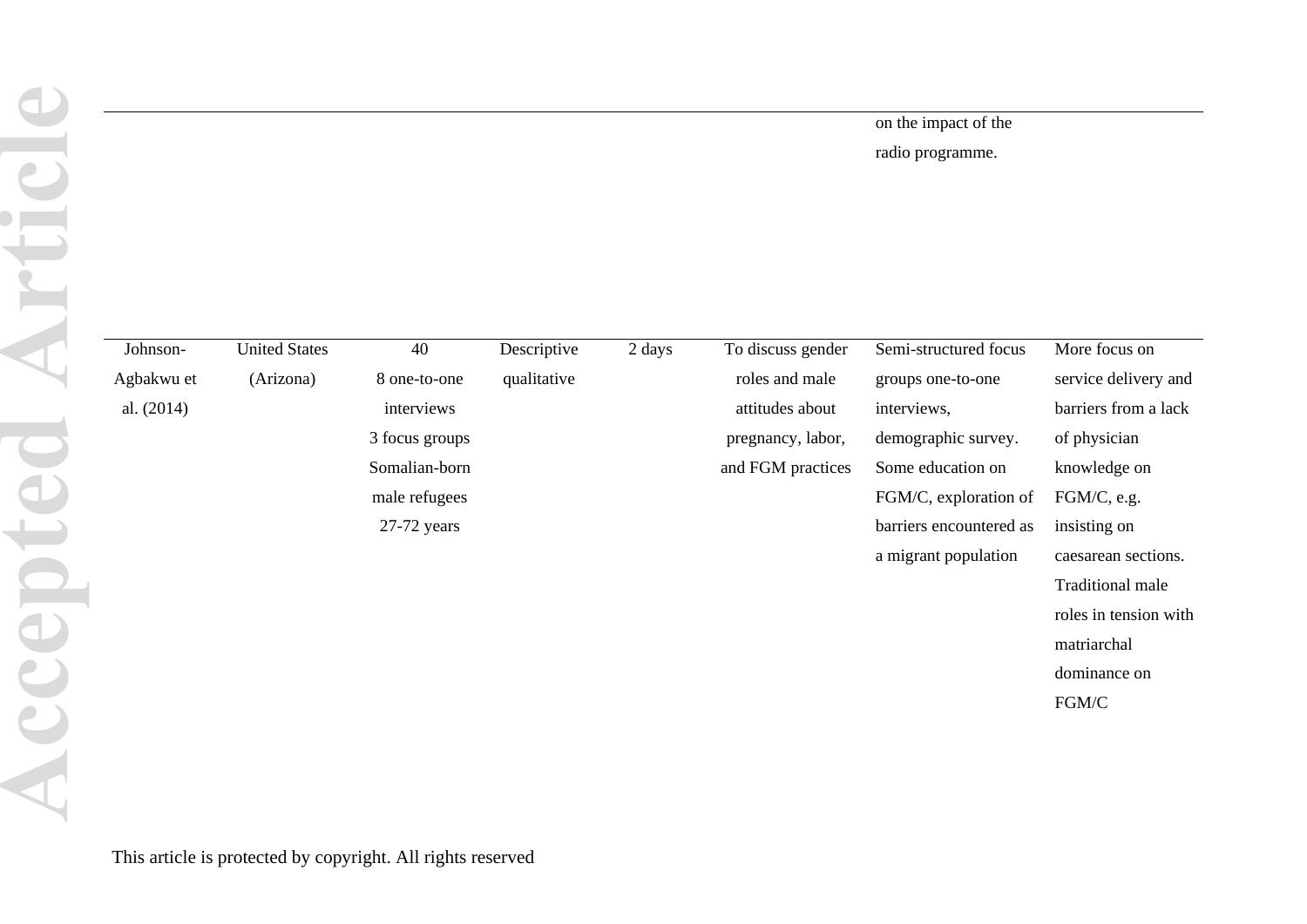| | | | | | | | |
|---|---|---|---|---|---|---|---|
| | | | | | | on the impact of the radio programme. | |
| Johnson-Agbakwu et al. (2014) | United States (Arizona) | 40<br>8 one-to-one interviews<br>3 focus groups<br>Somalian-born male refugees<br>27-72 years | Descriptive qualitative | 2 days | To discuss gender roles and male attitudes about pregnancy, labor, and FGM practices | Semi-structured focus groups one-to-one interviews, demographic survey. Some education on FGM/C, exploration of barriers encountered as a migrant population | More focus on service delivery and barriers from a lack of physician knowledge on FGM/C, e.g. insisting on caesarean sections. Traditional male roles in tension with matriarchal dominance on FGM/C |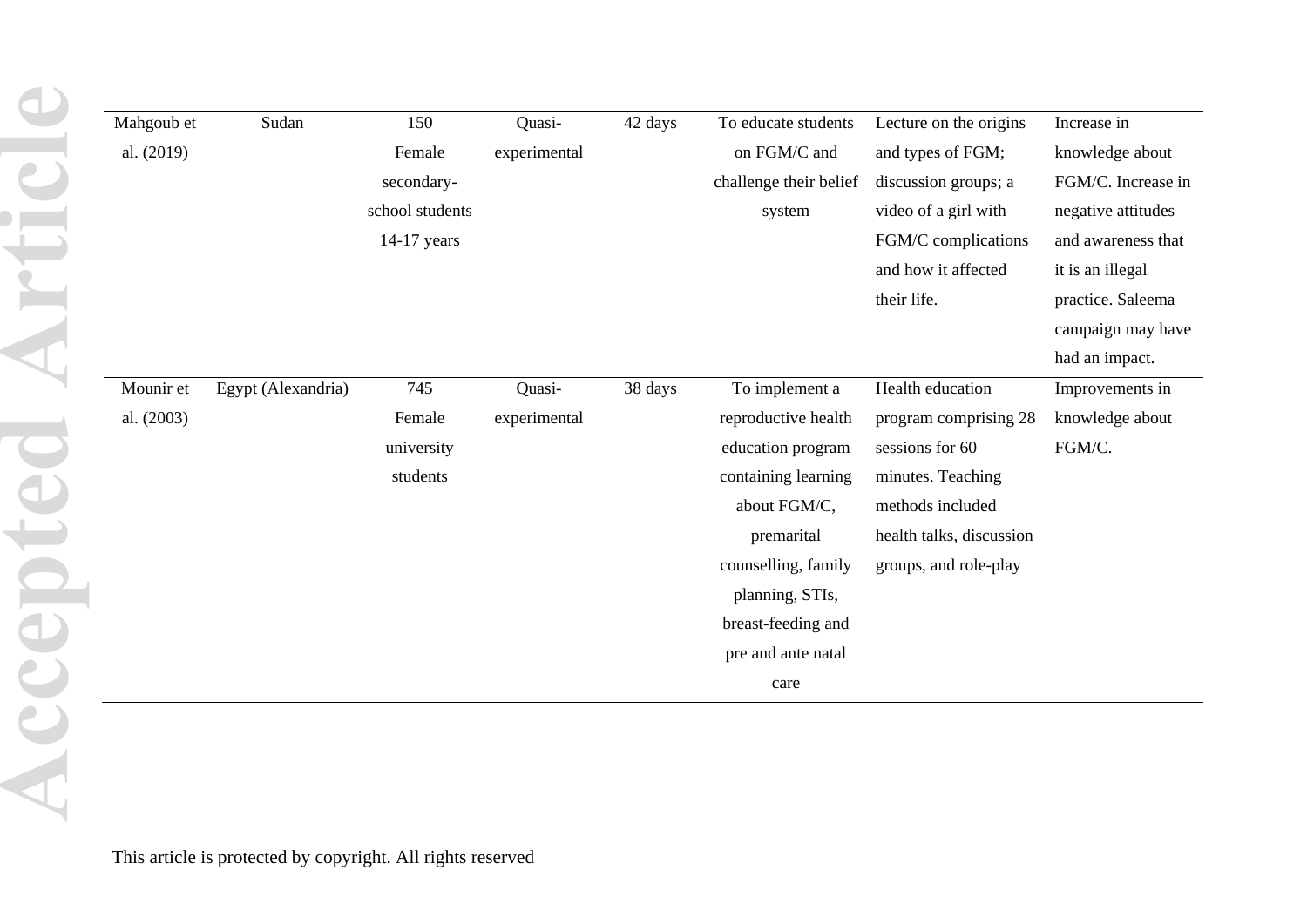| | | | | | | | |
|---|---|---|---|---|---|---|---|
| Mahgoub et al. (2019) | Sudan | 150 Female secondary-school students 14-17 years | Quasi-experimental | 42 days | To educate students on FGM/C and challenge their belief system | Lecture on the origins and types of FGM; discussion groups; a video of a girl with FGM/C complications and how it affected their life. | Increase in knowledge about FGM/C. Increase in negative attitudes and awareness that it is an illegal practice. Saleema campaign may have had an impact. |
| Mounir et al. (2003) | Egypt (Alexandria) | 745 Female university students | Quasi-experimental | 38 days | To implement a reproductive health education program containing learning about FGM/C, premarital counselling, family planning, STIs, breast-feeding and pre and ante natal care | Health education program comprising 28 sessions for 60 minutes. Teaching methods included health talks, discussion groups, and role-play | Improvements in knowledge about FGM/C. |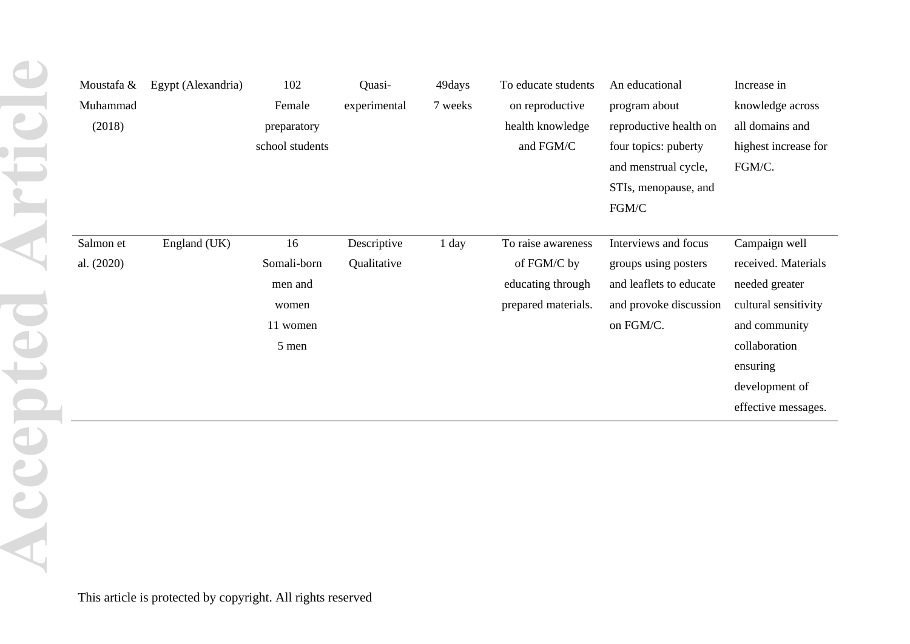| | | | | | | | |
|---|---|---|---|---|---|---|---|
| Moustafa & Muhammad (2018) | Egypt (Alexandria) | 102 Female preparatory school students | Quasi-experimental | 49days 7 weeks | To educate students on reproductive health knowledge and FGM/C | An educational program about reproductive health on four topics: puberty and menstrual cycle, STIs, menopause, and FGM/C | Increase in knowledge across all domains and highest increase for FGM/C. |
| Salmon et al. (2020) | England (UK) | 16 Somali-born men and women 11 women 5 men | Descriptive Qualitative | 1 day | To raise awareness of FGM/C by educating through prepared materials. | Interviews and focus groups using posters and leaflets to educate and provoke discussion on FGM/C. | Campaign well received. Materials needed greater cultural sensitivity and community collaboration ensuring development of effective messages. |

This article is protected by copyright. All rights reserved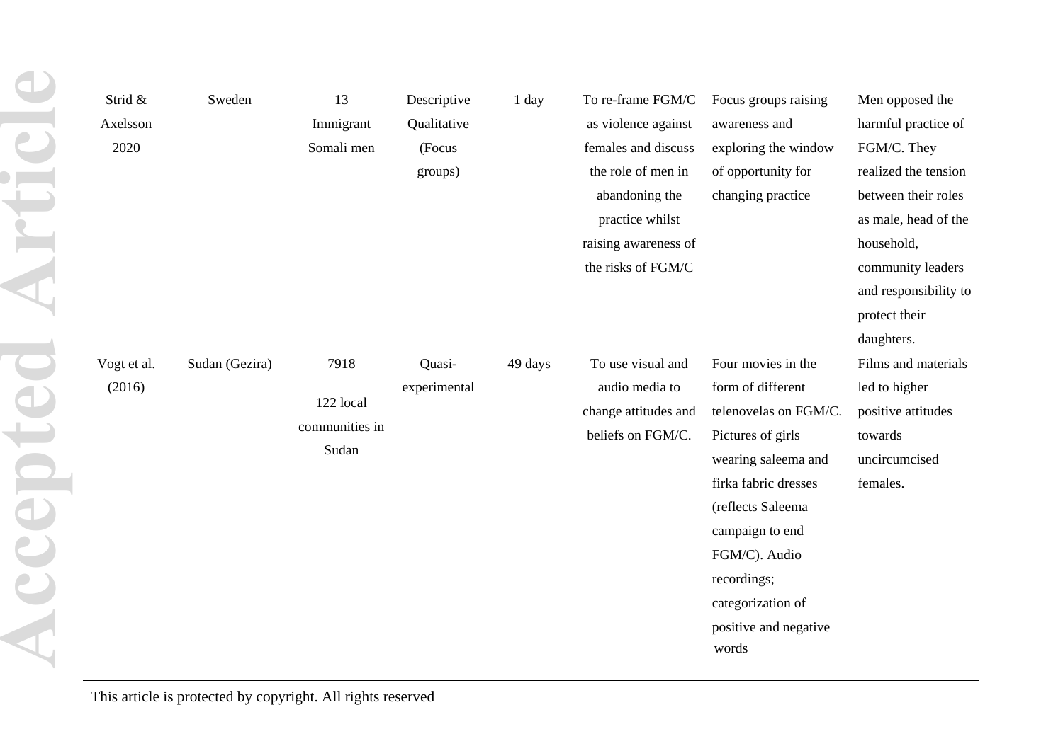| | | | | | | | |
|---|---|---|---|---|---|---|---|
| Strid & Axelsson 2020 | Sweden | 13 Immigrant Somali men | Descriptive Qualitative (Focus groups) | 1 day | To re-frame FGM/C as violence against females and discuss the role of men in abandoning the practice whilst raising awareness of the risks of FGM/C | Focus groups raising awareness and exploring the window of opportunity for changing practice | Men opposed the harmful practice of FGM/C. They realized the tension between their roles as male, head of the household, community leaders and responsibility to protect their daughters. |
| Vogt et al. (2016) | Sudan (Gezira) | 7918 122 local communities in Sudan | Quasi-experimental | 49 days | To use visual and audio media to change attitudes and beliefs on FGM/C. | Four movies in the form of different telenovelas on FGM/C. Pictures of girls wearing saleema and firka fabric dresses (reflects Saleema campaign to end FGM/C). Audio recordings; categorization of positive and negative words | Films and materials led to higher positive attitudes towards uncircumcised females. |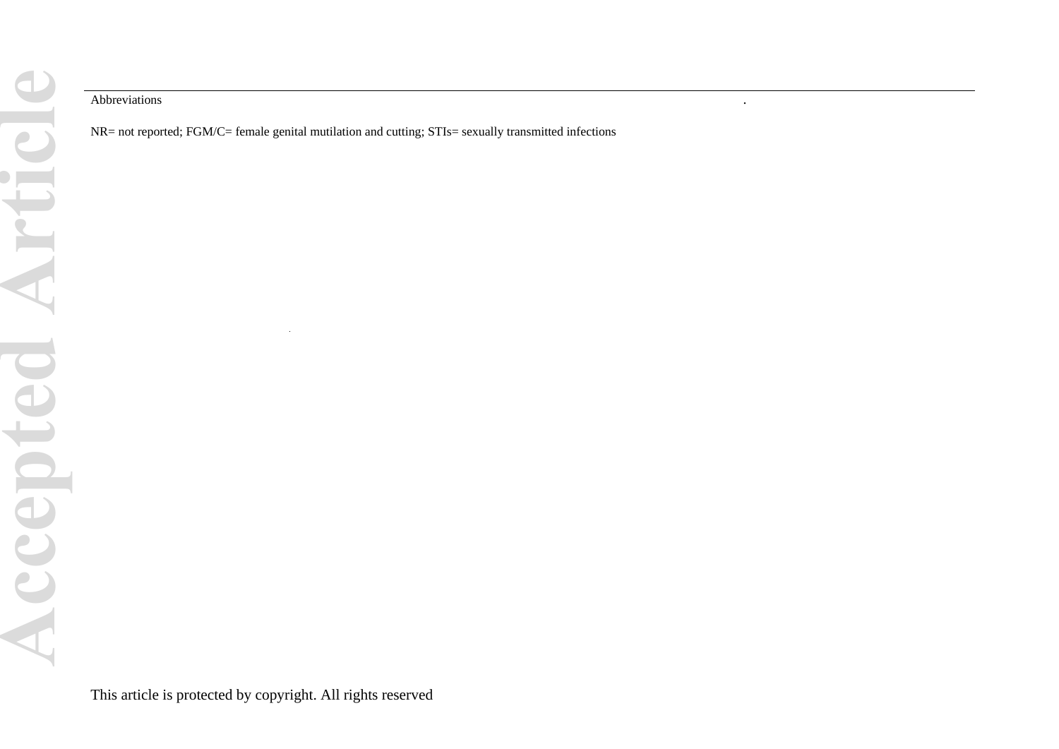Abbreviations

NR= not reported; FGM/C= female genital mutilation and cutting; STIs= sexually transmitted infections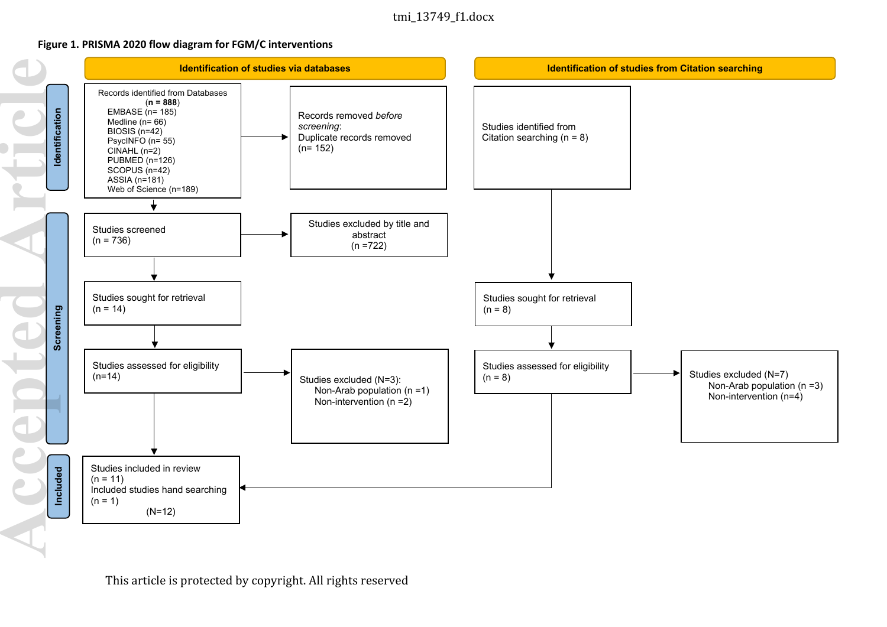**Figure 1. PRISMA 2020 flow diagram for FGM/C interventions**

Identification of studies via databases

Identification of studies from Citation searching

Identification

Records identified from Databases
(**n = 888**)
EMBASE (n= 185)
Medline (n= 66)
BIOSIS (n=42)
PsycINFO (n= 55)
CINAHL (n=2)
PUBMED (n=126)
SCOPUS (n=42)
ASSIA (n=181)
Web of Science (n=189)

Records removed *before screening*:
Duplicate records removed
(n= 152)

Studies identified from Citation searching (n = 8)

Screening

Studies screened
(n = 736)

Studies excluded by title and abstract
(n =722)

Studies sought for retrieval
(n = 14)

Studies sought for retrieval
(n = 8)

Studies assessed for eligibility
(n=14)

Studies excluded (N=3):
Non-Arab population (n =1)
Non-intervention (n =2)

Studies assessed for eligibility
(n = 8)

Studies excluded (N=7)
Non-Arab population (n =3)
Non-intervention (n=4)

Included

Studies included in review
(n = 11)
Included studies hand searching
(n = 1)
(N=12)